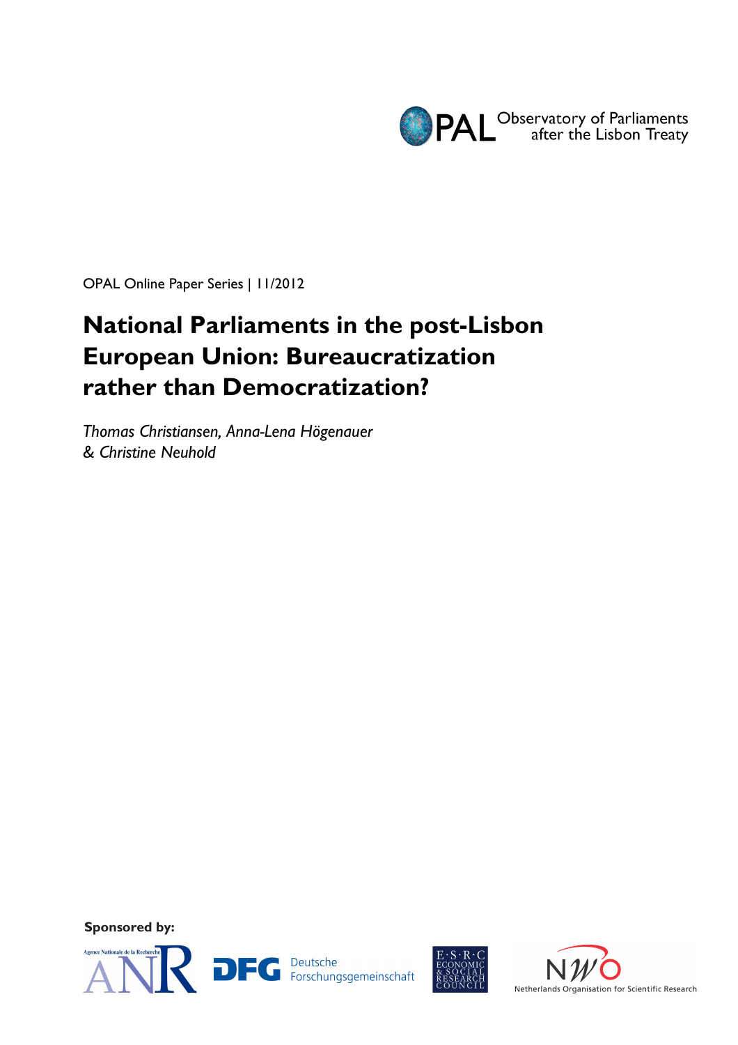OPAL Observatory of Parliaments after the Lisbon Treaty

OPAL Online Paper Series | 11/2012

# National Parliaments in the post-Lisbon European Union: Bureaucratization rather than Democratization?

*Thomas Christiansen, Anna-Lena Högenauer & Christine Neuhold*

**Sponsored by:**

Agence Nationale de la Recherche ANR

DFG Deutsche Forschungsgemeinschaft

E·S·R·C Economic & Social Research Council

NWO Netherlands Organisation for Scientific Research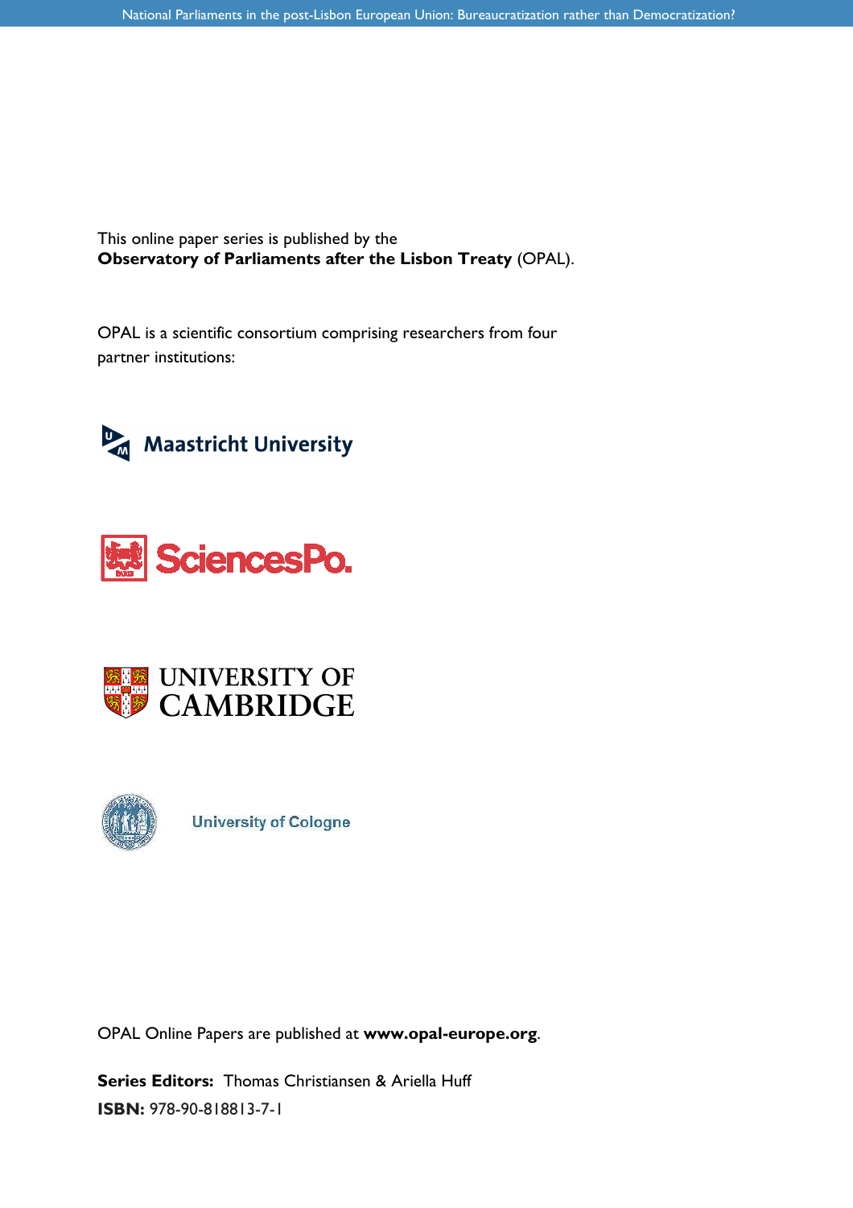This online paper series is published by the
**Observatory of Parliaments after the Lisbon Treaty** (OPAL).

OPAL is a scientific consortium comprising researchers from four partner institutions:

Maastricht University

SciencesPo.

UNIVERSITY OF CAMBRIDGE

University of Cologne

OPAL Online Papers are published at **www.opal-europe.org**.

**Series Editors:** Thomas Christiansen & Ariella Huff
**ISBN:** 978-90-818813-7-1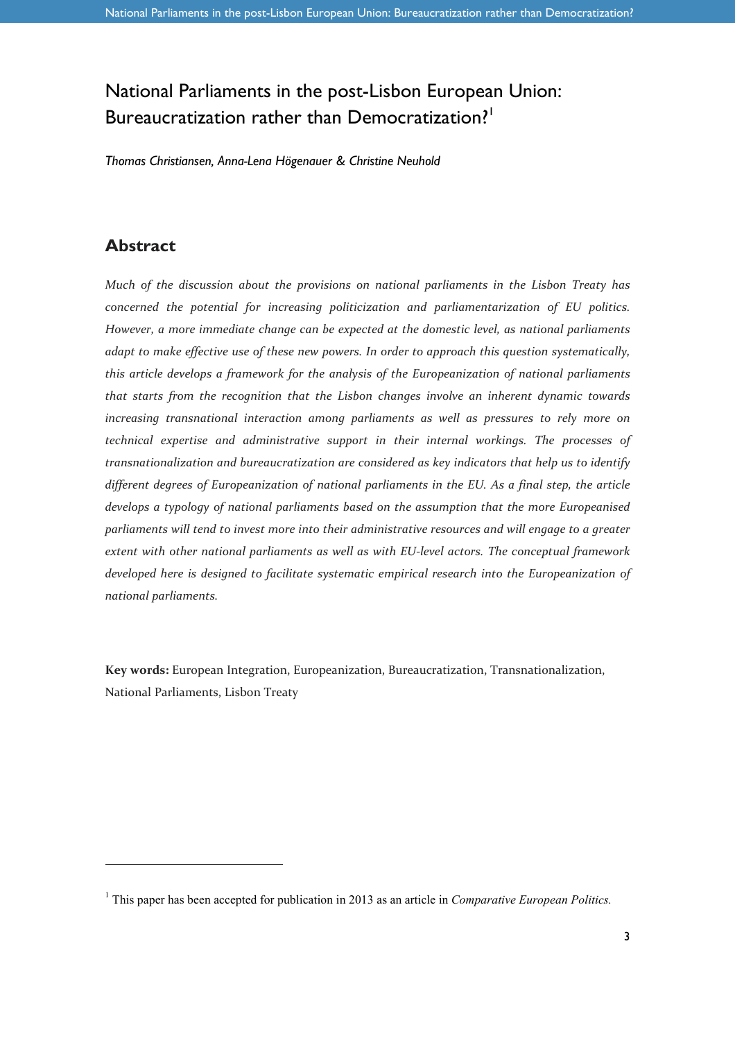# National Parliaments in the post-Lisbon European Union: Bureaucratization rather than Democratization?[1]

*Thomas Christiansen, Anna-Lena Högenauer & Christine Neuhold*

## Abstract

*Much of the discussion about the provisions on national parliaments in the Lisbon Treaty has concerned the potential for increasing politicization and parliamentarization of EU politics. However, a more immediate change can be expected at the domestic level, as national parliaments adapt to make effective use of these new powers. In order to approach this question systematically, this article develops a framework for the analysis of the Europeanization of national parliaments that starts from the recognition that the Lisbon changes involve an inherent dynamic towards increasing transnational interaction among parliaments as well as pressures to rely more on technical expertise and administrative support in their internal workings. The processes of transnationalization and bureaucratization are considered as key indicators that help us to identify different degrees of Europeanization of national parliaments in the EU. As a final step, the article develops a typology of national parliaments based on the assumption that the more Europeanised parliaments will tend to invest more into their administrative resources and will engage to a greater extent with other national parliaments as well as with EU-level actors. The conceptual framework developed here is designed to facilitate systematic empirical research into the Europeanization of national parliaments.*

**Key words:** European Integration, Europeanization, Bureaucratization, Transnationalization, National Parliaments, Lisbon Treaty

[1] This paper has been accepted for publication in 2013 as an article in *Comparative European Politics.*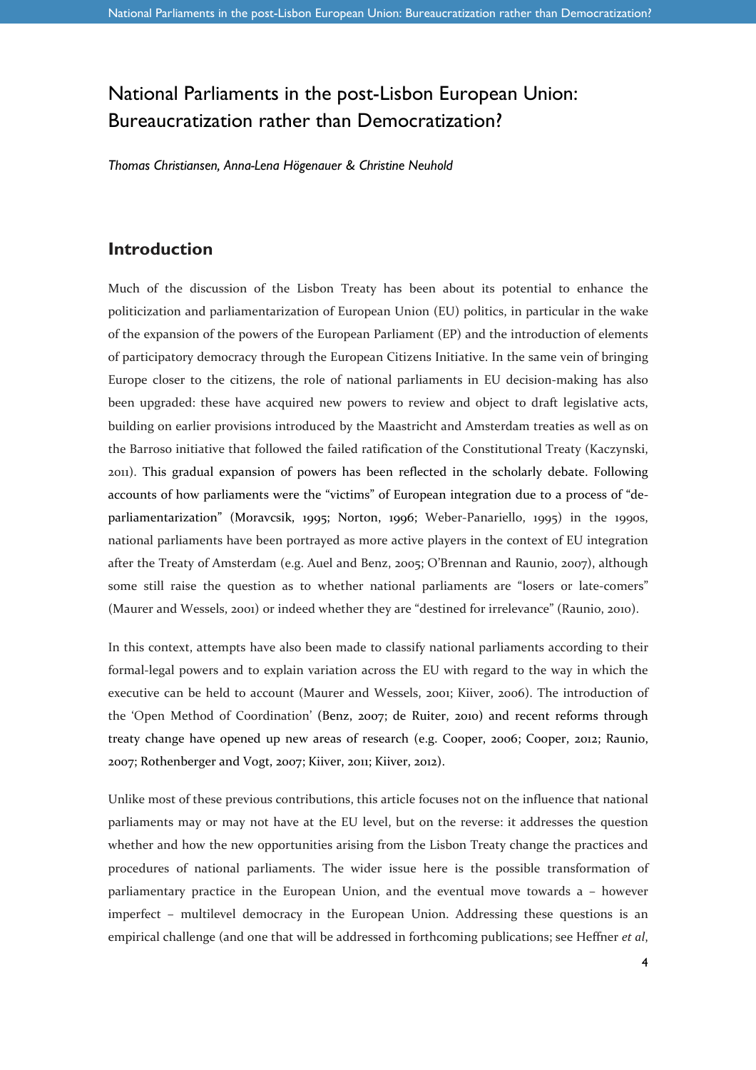# National Parliaments in the post-Lisbon European Union: Bureaucratization rather than Democratization?

*Thomas Christiansen, Anna-Lena Högenauer & Christine Neuhold*

## Introduction

Much of the discussion of the Lisbon Treaty has been about its potential to enhance the politicization and parliamentarization of European Union (EU) politics, in particular in the wake of the expansion of the powers of the European Parliament (EP) and the introduction of elements of participatory democracy through the European Citizens Initiative. In the same vein of bringing Europe closer to the citizens, the role of national parliaments in EU decision-making has also been upgraded: these have acquired new powers to review and object to draft legislative acts, building on earlier provisions introduced by the Maastricht and Amsterdam treaties as well as on the Barroso initiative that followed the failed ratification of the Constitutional Treaty (Kaczynski, 2011). This gradual expansion of powers has been reflected in the scholarly debate. Following accounts of how parliaments were the "victims" of European integration due to a process of "de-parliamentarization" (Moravcsik, 1995; Norton, 1996; Weber-Panariello, 1995) in the 1990s, national parliaments have been portrayed as more active players in the context of EU integration after the Treaty of Amsterdam (e.g. Auel and Benz, 2005; O'Brennan and Raunio, 2007), although some still raise the question as to whether national parliaments are "losers or late-comers" (Maurer and Wessels, 2001) or indeed whether they are "destined for irrelevance" (Raunio, 2010).

In this context, attempts have also been made to classify national parliaments according to their formal-legal powers and to explain variation across the EU with regard to the way in which the executive can be held to account (Maurer and Wessels, 2001; Kiiver, 2006). The introduction of the 'Open Method of Coordination' (Benz, 2007; de Ruiter, 2010) and recent reforms through treaty change have opened up new areas of research (e.g. Cooper, 2006; Cooper, 2012; Raunio, 2007; Rothenberger and Vogt, 2007; Kiiver, 2011; Kiiver, 2012).

Unlike most of these previous contributions, this article focuses not on the influence that national parliaments may or may not have at the EU level, but on the reverse: it addresses the question whether and how the new opportunities arising from the Lisbon Treaty change the practices and procedures of national parliaments. The wider issue here is the possible transformation of parliamentary practice in the European Union, and the eventual move towards a – however imperfect – multilevel democracy in the European Union. Addressing these questions is an empirical challenge (and one that will be addressed in forthcoming publications; see Heffner *et al*,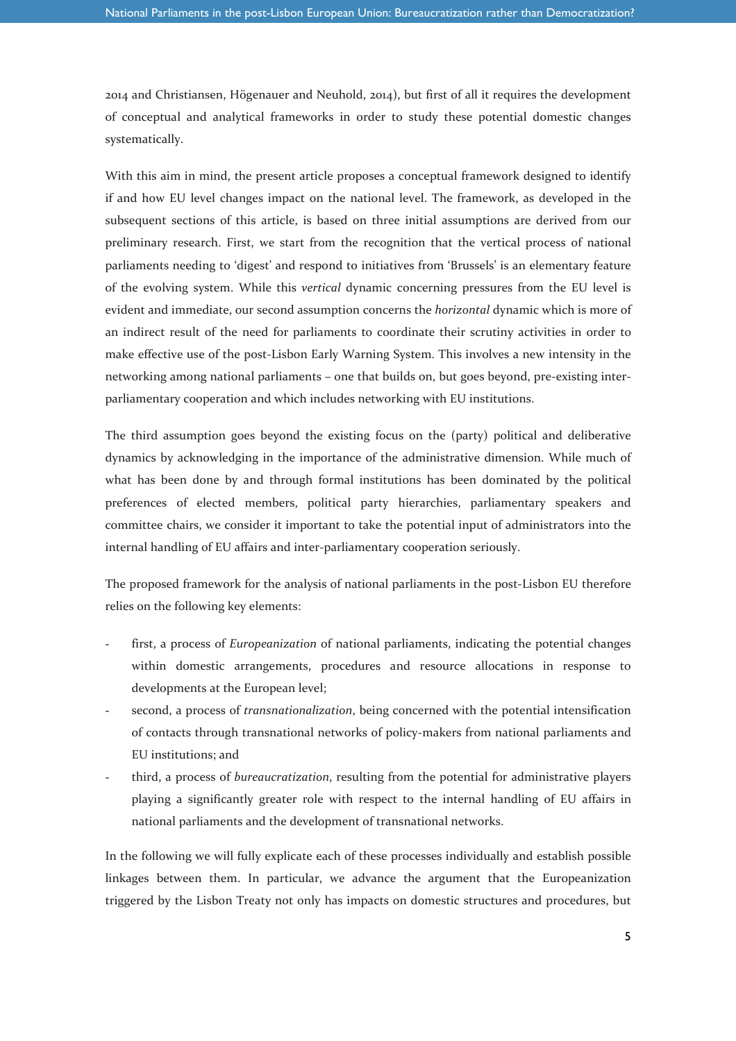2014 and Christiansen, Högenauer and Neuhold, 2014), but first of all it requires the development of conceptual and analytical frameworks in order to study these potential domestic changes systematically.

With this aim in mind, the present article proposes a conceptual framework designed to identify if and how EU level changes impact on the national level. The framework, as developed in the subsequent sections of this article, is based on three initial assumptions are derived from our preliminary research. First, we start from the recognition that the vertical process of national parliaments needing to 'digest' and respond to initiatives from 'Brussels' is an elementary feature of the evolving system. While this *vertical* dynamic concerning pressures from the EU level is evident and immediate, our second assumption concerns the *horizontal* dynamic which is more of an indirect result of the need for parliaments to coordinate their scrutiny activities in order to make effective use of the post-Lisbon Early Warning System. This involves a new intensity in the networking among national parliaments – one that builds on, but goes beyond, pre-existing inter-parliamentary cooperation and which includes networking with EU institutions.

The third assumption goes beyond the existing focus on the (party) political and deliberative dynamics by acknowledging in the importance of the administrative dimension. While much of what has been done by and through formal institutions has been dominated by the political preferences of elected members, political party hierarchies, parliamentary speakers and committee chairs, we consider it important to take the potential input of administrators into the internal handling of EU affairs and inter-parliamentary cooperation seriously.

The proposed framework for the analysis of national parliaments in the post-Lisbon EU therefore relies on the following key elements:

- first, a process of *Europeanization* of national parliaments, indicating the potential changes within domestic arrangements, procedures and resource allocations in response to developments at the European level;
- second, a process of *transnationalization*, being concerned with the potential intensification of contacts through transnational networks of policy-makers from national parliaments and EU institutions; and
- third, a process of *bureaucratization*, resulting from the potential for administrative players playing a significantly greater role with respect to the internal handling of EU affairs in national parliaments and the development of transnational networks.

In the following we will fully explicate each of these processes individually and establish possible linkages between them. In particular, we advance the argument that the Europeanization triggered by the Lisbon Treaty not only has impacts on domestic structures and procedures, but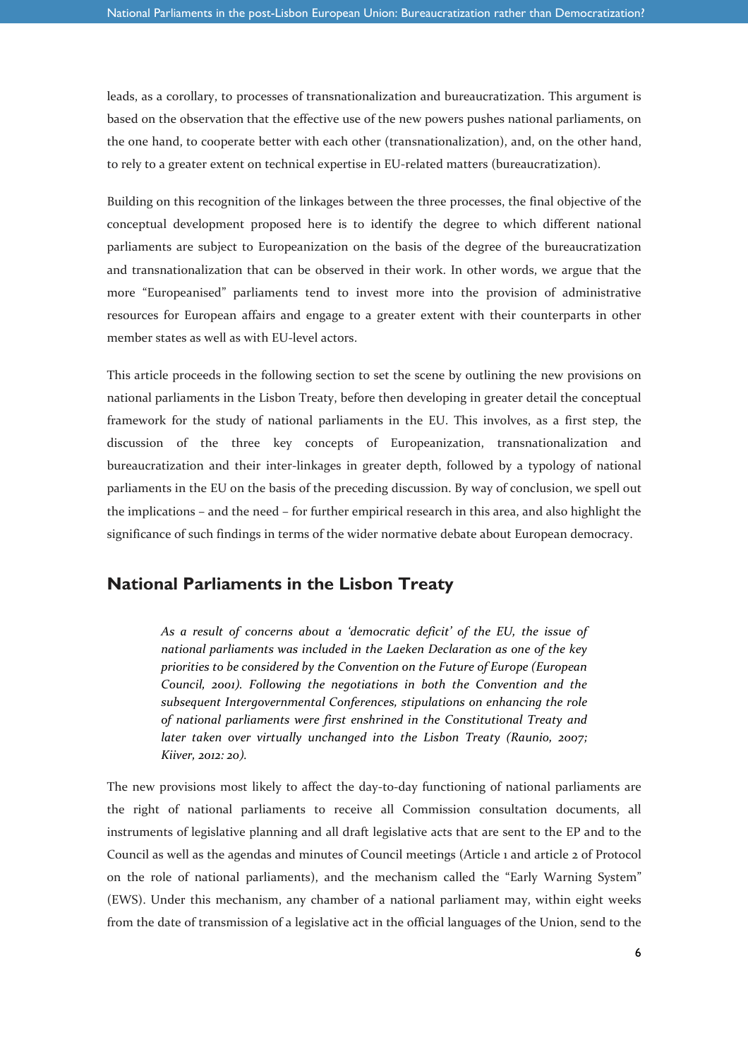leads, as a corollary, to processes of transnationalization and bureaucratization. This argument is based on the observation that the effective use of the new powers pushes national parliaments, on the one hand, to cooperate better with each other (transnationalization), and, on the other hand, to rely to a greater extent on technical expertise in EU-related matters (bureaucratization).

Building on this recognition of the linkages between the three processes, the final objective of the conceptual development proposed here is to identify the degree to which different national parliaments are subject to Europeanization on the basis of the degree of the bureaucratization and transnationalization that can be observed in their work. In other words, we argue that the more "Europeanised" parliaments tend to invest more into the provision of administrative resources for European affairs and engage to a greater extent with their counterparts in other member states as well as with EU-level actors.

This article proceeds in the following section to set the scene by outlining the new provisions on national parliaments in the Lisbon Treaty, before then developing in greater detail the conceptual framework for the study of national parliaments in the EU. This involves, as a first step, the discussion of the three key concepts of Europeanization, transnationalization and bureaucratization and their inter-linkages in greater depth, followed by a typology of national parliaments in the EU on the basis of the preceding discussion. By way of conclusion, we spell out the implications – and the need – for further empirical research in this area, and also highlight the significance of such findings in terms of the wider normative debate about European democracy.

## National Parliaments in the Lisbon Treaty

> *As a result of concerns about a 'democratic deficit' of the EU, the issue of national parliaments was included in the Laeken Declaration as one of the key priorities to be considered by the Convention on the Future of Europe (European Council, 2001). Following the negotiations in both the Convention and the subsequent Intergovernmental Conferences, stipulations on enhancing the role of national parliaments were first enshrined in the Constitutional Treaty and later taken over virtually unchanged into the Lisbon Treaty (Raunio, 2007; Kiiver, 2012: 20).*

The new provisions most likely to affect the day-to-day functioning of national parliaments are the right of national parliaments to receive all Commission consultation documents, all instruments of legislative planning and all draft legislative acts that are sent to the EP and to the Council as well as the agendas and minutes of Council meetings (Article 1 and article 2 of Protocol on the role of national parliaments), and the mechanism called the "Early Warning System" (EWS). Under this mechanism, any chamber of a national parliament may, within eight weeks from the date of transmission of a legislative act in the official languages of the Union, send to the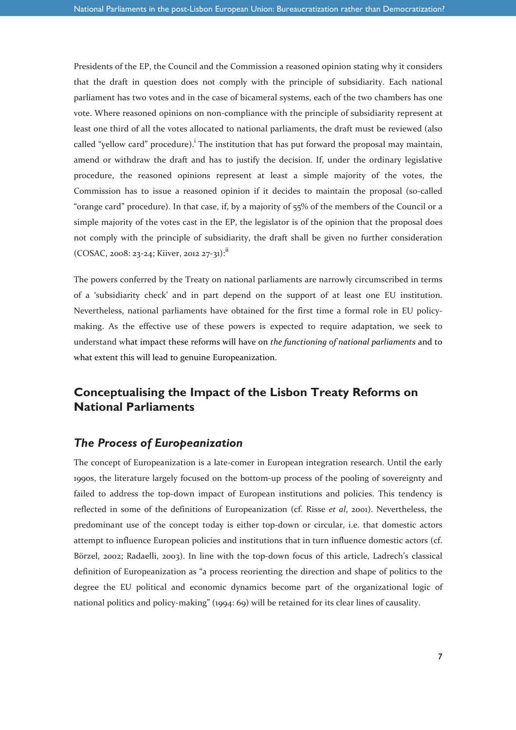Presidents of the EP, the Council and the Commission a reasoned opinion stating why it considers that the draft in question does not comply with the principle of subsidiarity. Each national parliament has two votes and in the case of bicameral systems, each of the two chambers has one vote. Where reasoned opinions on non-compliance with the principle of subsidiarity represent at least one third of all the votes allocated to national parliaments, the draft must be reviewed (also called "yellow card" procedure).[i] The institution that has put forward the proposal may maintain, amend or withdraw the draft and has to justify the decision. If, under the ordinary legislative procedure, the reasoned opinions represent at least a simple majority of the votes, the Commission has to issue a reasoned opinion if it decides to maintain the proposal (so-called "orange card" procedure). In that case, if, by a majority of 55% of the members of the Council or a simple majority of the votes cast in the EP, the legislator is of the opinion that the proposal does not comply with the principle of subsidiarity, the draft shall be given no further consideration (COSAC, 2008: 23-24; Kiiver, 2012 27-31):[ii]

The powers conferred by the Treaty on national parliaments are narrowly circumscribed in terms of a 'subsidiarity check' and in part depend on the support of at least one EU institution. Nevertheless, national parliaments have obtained for the first time a formal role in EU policy-making. As the effective use of these powers is expected to require adaptation, we seek to understand what impact these reforms will have on *the functioning of national parliaments* and to what extent this will lead to genuine Europeanization.

## Conceptualising the Impact of the Lisbon Treaty Reforms on National Parliaments

### *The Process of Europeanization*

The concept of Europeanization is a late-comer in European integration research. Until the early 1990s, the literature largely focused on the bottom-up process of the pooling of sovereignty and failed to address the top-down impact of European institutions and policies. This tendency is reflected in some of the definitions of Europeanization (cf. Risse *et al*, 2001). Nevertheless, the predominant use of the concept today is either top-down or circular, i.e. that domestic actors attempt to influence European policies and institutions that in turn influence domestic actors (cf. Börzel, 2002; Radaelli, 2003). In line with the top-down focus of this article, Ladrech's classical definition of Europeanization as "a process reorienting the direction and shape of politics to the degree the EU political and economic dynamics become part of the organizational logic of national politics and policy-making" (1994: 69) will be retained for its clear lines of causality.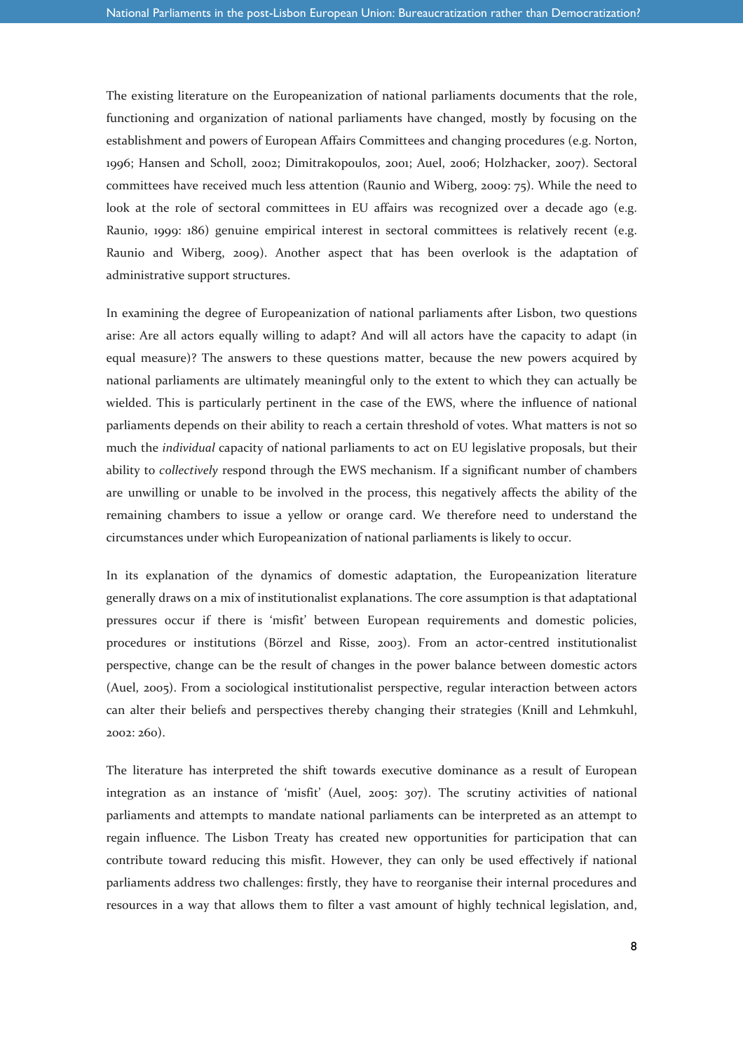The existing literature on the Europeanization of national parliaments documents that the role, functioning and organization of national parliaments have changed, mostly by focusing on the establishment and powers of European Affairs Committees and changing procedures (e.g. Norton, 1996; Hansen and Scholl, 2002; Dimitrakopoulos, 2001; Auel, 2006; Holzhacker, 2007). Sectoral committees have received much less attention (Raunio and Wiberg, 2009: 75). While the need to look at the role of sectoral committees in EU affairs was recognized over a decade ago (e.g. Raunio, 1999: 186) genuine empirical interest in sectoral committees is relatively recent (e.g. Raunio and Wiberg, 2009). Another aspect that has been overlook is the adaptation of administrative support structures.

In examining the degree of Europeanization of national parliaments after Lisbon, two questions arise: Are all actors equally willing to adapt? And will all actors have the capacity to adapt (in equal measure)? The answers to these questions matter, because the new powers acquired by national parliaments are ultimately meaningful only to the extent to which they can actually be wielded. This is particularly pertinent in the case of the EWS, where the influence of national parliaments depends on their ability to reach a certain threshold of votes. What matters is not so much the *individual* capacity of national parliaments to act on EU legislative proposals, but their ability to *collectively* respond through the EWS mechanism. If a significant number of chambers are unwilling or unable to be involved in the process, this negatively affects the ability of the remaining chambers to issue a yellow or orange card. We therefore need to understand the circumstances under which Europeanization of national parliaments is likely to occur.

In its explanation of the dynamics of domestic adaptation, the Europeanization literature generally draws on a mix of institutionalist explanations. The core assumption is that adaptational pressures occur if there is 'misfit' between European requirements and domestic policies, procedures or institutions (Börzel and Risse, 2003). From an actor-centred institutionalist perspective, change can be the result of changes in the power balance between domestic actors (Auel, 2005). From a sociological institutionalist perspective, regular interaction between actors can alter their beliefs and perspectives thereby changing their strategies (Knill and Lehmkuhl, 2002: 260).

The literature has interpreted the shift towards executive dominance as a result of European integration as an instance of 'misfit' (Auel, 2005: 307). The scrutiny activities of national parliaments and attempts to mandate national parliaments can be interpreted as an attempt to regain influence. The Lisbon Treaty has created new opportunities for participation that can contribute toward reducing this misfit. However, they can only be used effectively if national parliaments address two challenges: firstly, they have to reorganise their internal procedures and resources in a way that allows them to filter a vast amount of highly technical legislation, and,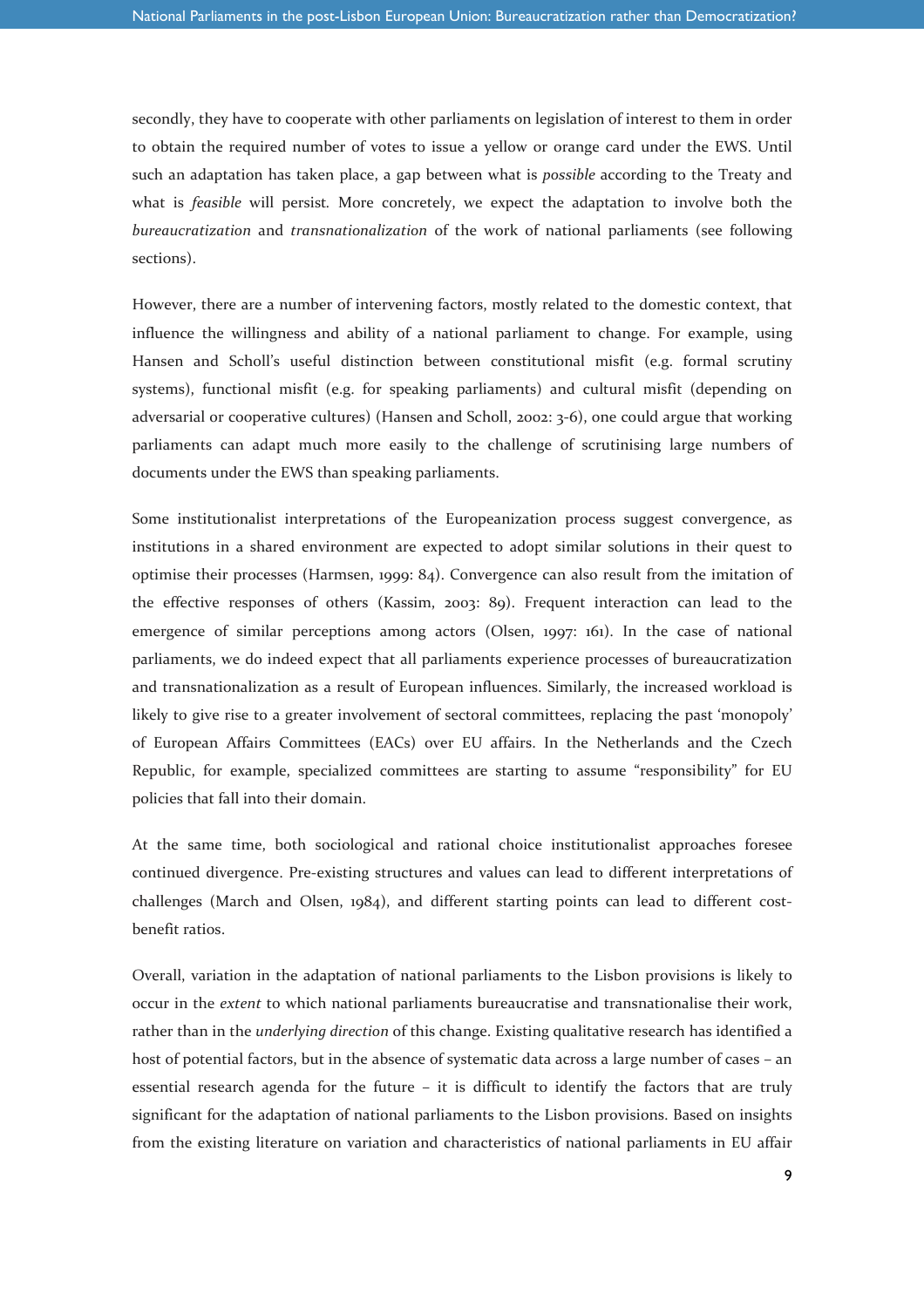secondly, they have to cooperate with other parliaments on legislation of interest to them in order to obtain the required number of votes to issue a yellow or orange card under the EWS. Until such an adaptation has taken place, a gap between what is *possible* according to the Treaty and what is *feasible* will persist. More concretely, we expect the adaptation to involve both the *bureaucratization* and *transnationalization* of the work of national parliaments (see following sections).

However, there are a number of intervening factors, mostly related to the domestic context, that influence the willingness and ability of a national parliament to change. For example, using Hansen and Scholl's useful distinction between constitutional misfit (e.g. formal scrutiny systems), functional misfit (e.g. for speaking parliaments) and cultural misfit (depending on adversarial or cooperative cultures) (Hansen and Scholl, 2002: 3-6), one could argue that working parliaments can adapt much more easily to the challenge of scrutinising large numbers of documents under the EWS than speaking parliaments.

Some institutionalist interpretations of the Europeanization process suggest convergence, as institutions in a shared environment are expected to adopt similar solutions in their quest to optimise their processes (Harmsen, 1999: 84). Convergence can also result from the imitation of the effective responses of others (Kassim, 2003: 89). Frequent interaction can lead to the emergence of similar perceptions among actors (Olsen, 1997: 161). In the case of national parliaments, we do indeed expect that all parliaments experience processes of bureaucratization and transnationalization as a result of European influences. Similarly, the increased workload is likely to give rise to a greater involvement of sectoral committees, replacing the past 'monopoly' of European Affairs Committees (EACs) over EU affairs. In the Netherlands and the Czech Republic, for example, specialized committees are starting to assume "responsibility" for EU policies that fall into their domain.

At the same time, both sociological and rational choice institutionalist approaches foresee continued divergence. Pre-existing structures and values can lead to different interpretations of challenges (March and Olsen, 1984), and different starting points can lead to different cost-benefit ratios.

Overall, variation in the adaptation of national parliaments to the Lisbon provisions is likely to occur in the *extent* to which national parliaments bureaucratise and transnationalise their work, rather than in the *underlying direction* of this change. Existing qualitative research has identified a host of potential factors, but in the absence of systematic data across a large number of cases – an essential research agenda for the future – it is difficult to identify the factors that are truly significant for the adaptation of national parliaments to the Lisbon provisions. Based on insights from the existing literature on variation and characteristics of national parliaments in EU affair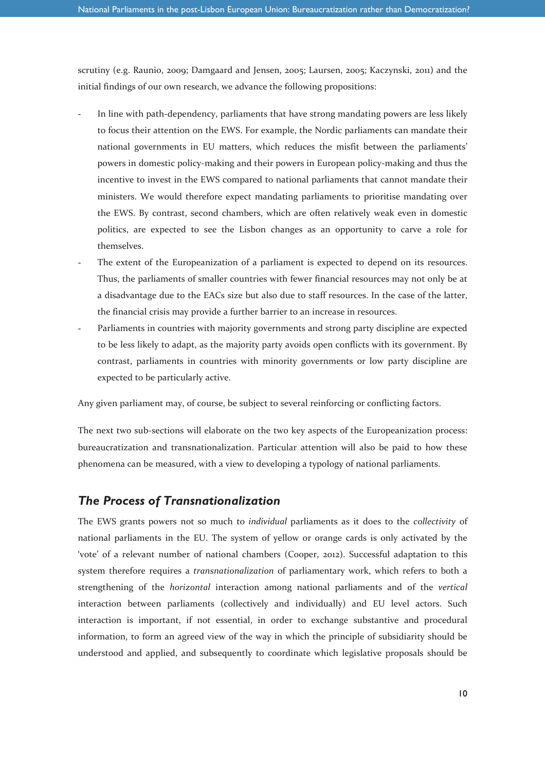scrutiny (e.g. Raunio, 2009; Damgaard and Jensen, 2005; Laursen, 2005; Kaczynski, 2011) and the initial findings of our own research, we advance the following propositions:

- In line with path-dependency, parliaments that have strong mandating powers are less likely to focus their attention on the EWS. For example, the Nordic parliaments can mandate their national governments in EU matters, which reduces the misfit between the parliaments' powers in domestic policy-making and their powers in European policy-making and thus the incentive to invest in the EWS compared to national parliaments that cannot mandate their ministers. We would therefore expect mandating parliaments to prioritise mandating over the EWS. By contrast, second chambers, which are often relatively weak even in domestic politics, are expected to see the Lisbon changes as an opportunity to carve a role for themselves.
- The extent of the Europeanization of a parliament is expected to depend on its resources. Thus, the parliaments of smaller countries with fewer financial resources may not only be at a disadvantage due to the EACs size but also due to staff resources. In the case of the latter, the financial crisis may provide a further barrier to an increase in resources.
- Parliaments in countries with majority governments and strong party discipline are expected to be less likely to adapt, as the majority party avoids open conflicts with its government. By contrast, parliaments in countries with minority governments or low party discipline are expected to be particularly active.

Any given parliament may, of course, be subject to several reinforcing or conflicting factors.

The next two sub-sections will elaborate on the two key aspects of the Europeanization process: bureaucratization and transnationalization. Particular attention will also be paid to how these phenomena can be measured, with a view to developing a typology of national parliaments.

### *The Process of Transnationalization*

The EWS grants powers not so much to *individual* parliaments as it does to the *collectivity* of national parliaments in the EU. The system of yellow or orange cards is only activated by the 'vote' of a relevant number of national chambers (Cooper, 2012). Successful adaptation to this system therefore requires a *transnationalization* of parliamentary work, which refers to both a strengthening of the *horizontal* interaction among national parliaments and of the *vertical* interaction between parliaments (collectively and individually) and EU level actors. Such interaction is important, if not essential, in order to exchange substantive and procedural information, to form an agreed view of the way in which the principle of subsidiarity should be understood and applied, and subsequently to coordinate which legislative proposals should be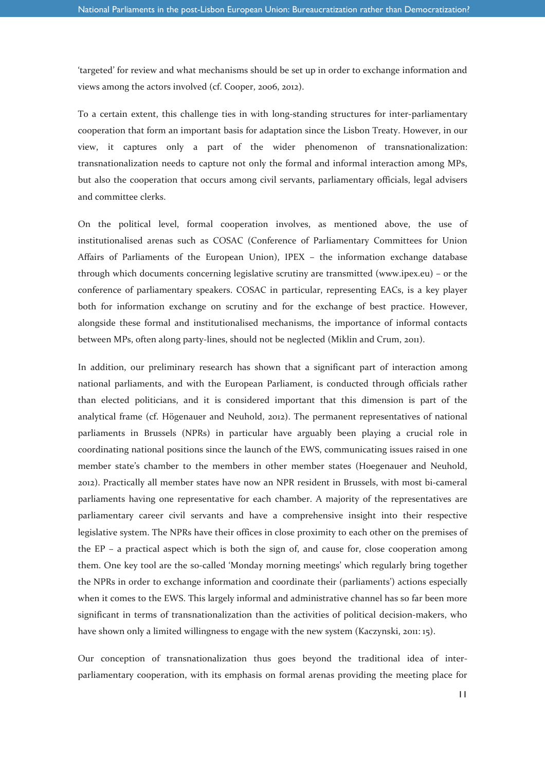'targeted' for review and what mechanisms should be set up in order to exchange information and views among the actors involved (cf. Cooper, 2006, 2012).

To a certain extent, this challenge ties in with long-standing structures for inter-parliamentary cooperation that form an important basis for adaptation since the Lisbon Treaty. However, in our view, it captures only a part of the wider phenomenon of transnationalization: transnationalization needs to capture not only the formal and informal interaction among MPs, but also the cooperation that occurs among civil servants, parliamentary officials, legal advisers and committee clerks.

On the political level, formal cooperation involves, as mentioned above, the use of institutionalised arenas such as COSAC (Conference of Parliamentary Committees for Union Affairs of Parliaments of the European Union), IPEX – the information exchange database through which documents concerning legislative scrutiny are transmitted (www.ipex.eu) – or the conference of parliamentary speakers. COSAC in particular, representing EACs, is a key player both for information exchange on scrutiny and for the exchange of best practice. However, alongside these formal and institutionalised mechanisms, the importance of informal contacts between MPs, often along party-lines, should not be neglected (Miklin and Crum, 2011).

In addition, our preliminary research has shown that a significant part of interaction among national parliaments, and with the European Parliament, is conducted through officials rather than elected politicians, and it is considered important that this dimension is part of the analytical frame (cf. Högenauer and Neuhold, 2012). The permanent representatives of national parliaments in Brussels (NPRs) in particular have arguably been playing a crucial role in coordinating national positions since the launch of the EWS, communicating issues raised in one member state's chamber to the members in other member states (Hoegenauer and Neuhold, 2012). Practically all member states have now an NPR resident in Brussels, with most bi-cameral parliaments having one representative for each chamber. A majority of the representatives are parliamentary career civil servants and have a comprehensive insight into their respective legislative system. The NPRs have their offices in close proximity to each other on the premises of the EP – a practical aspect which is both the sign of, and cause for, close cooperation among them. One key tool are the so-called 'Monday morning meetings' which regularly bring together the NPRs in order to exchange information and coordinate their (parliaments') actions especially when it comes to the EWS. This largely informal and administrative channel has so far been more significant in terms of transnationalization than the activities of political decision-makers, who have shown only a limited willingness to engage with the new system (Kaczynski, 2011: 15).

Our conception of transnationalization thus goes beyond the traditional idea of inter-parliamentary cooperation, with its emphasis on formal arenas providing the meeting place for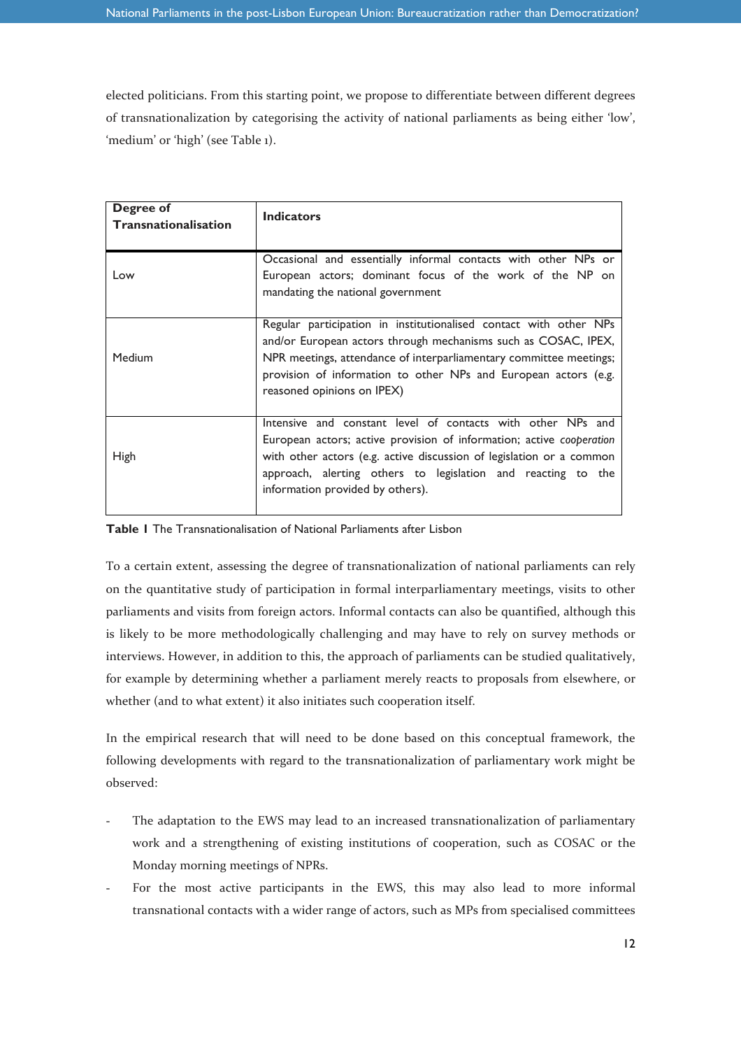elected politicians. From this starting point, we propose to differentiate between different degrees of transnationalization by categorising the activity of national parliaments as being either 'low', 'medium' or 'high' (see Table 1).

| Degree of Transnationalisation | Indicators |
|---|---|
| Low | Occasional and essentially informal contacts with other NPs or European actors; dominant focus of the work of the NP on mandating the national government |
| Medium | Regular participation in institutionalised contact with other NPs and/or European actors through mechanisms such as COSAC, IPEX, NPR meetings, attendance of interparliamentary committee meetings; provision of information to other NPs and European actors (e.g. reasoned opinions on IPEX) |
| High | Intensive and constant level of contacts with other NPs and European actors; active provision of information; active *cooperation* with other actors (e.g. active discussion of legislation or a common approach, alerting others to legislation and reacting to the information provided by others). |

**Table 1** The Transnationalisation of National Parliaments after Lisbon

To a certain extent, assessing the degree of transnationalization of national parliaments can rely on the quantitative study of participation in formal interparliamentary meetings, visits to other parliaments and visits from foreign actors. Informal contacts can also be quantified, although this is likely to be more methodologically challenging and may have to rely on survey methods or interviews. However, in addition to this, the approach of parliaments can be studied qualitatively, for example by determining whether a parliament merely reacts to proposals from elsewhere, or whether (and to what extent) it also initiates such cooperation itself.

In the empirical research that will need to be done based on this conceptual framework, the following developments with regard to the transnationalization of parliamentary work might be observed:

- The adaptation to the EWS may lead to an increased transnationalization of parliamentary work and a strengthening of existing institutions of cooperation, such as COSAC or the Monday morning meetings of NPRs.
- For the most active participants in the EWS, this may also lead to more informal transnational contacts with a wider range of actors, such as MPs from specialised committees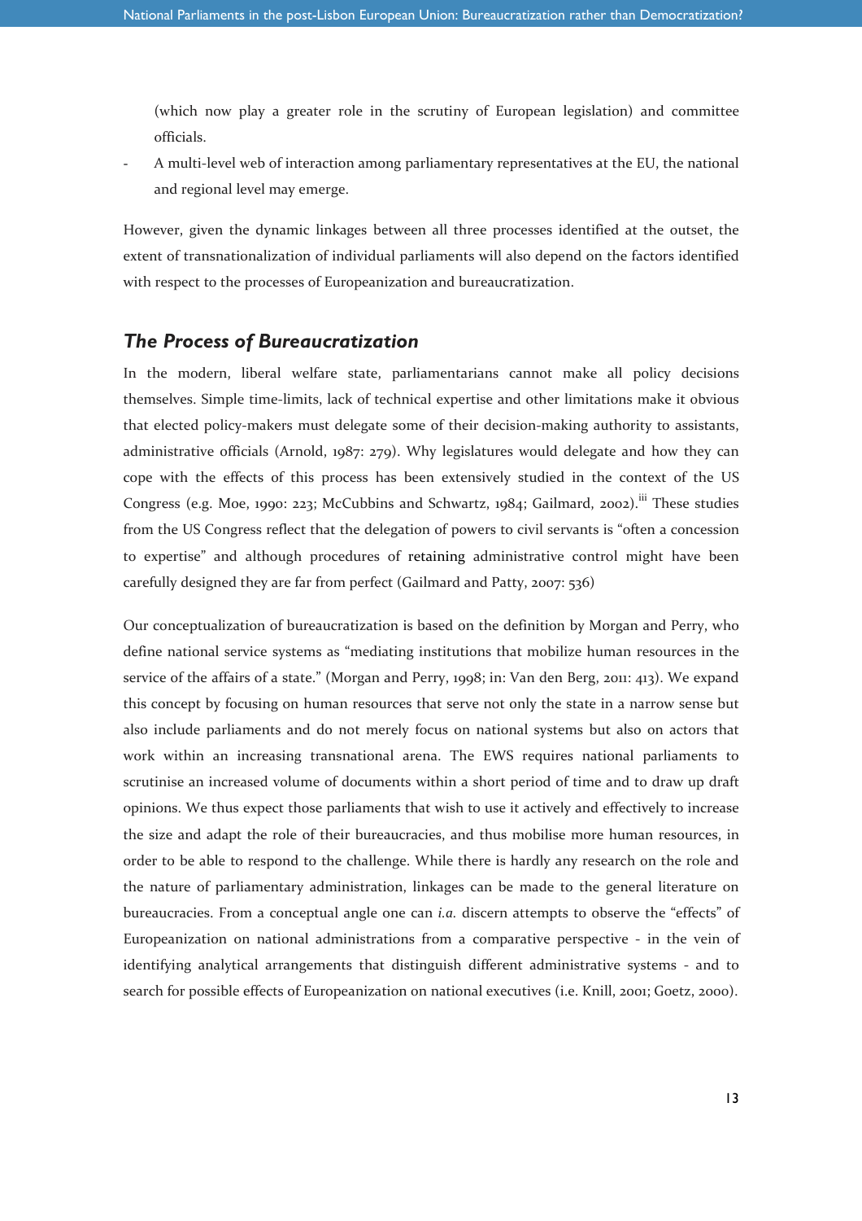(which now play a greater role in the scrutiny of European legislation) and committee officials.

- A multi-level web of interaction among parliamentary representatives at the EU, the national and regional level may emerge.

However, given the dynamic linkages between all three processes identified at the outset, the extent of transnationalization of individual parliaments will also depend on the factors identified with respect to the processes of Europeanization and bureaucratization.

### *The Process of Bureaucratization*

In the modern, liberal welfare state, parliamentarians cannot make all policy decisions themselves. Simple time-limits, lack of technical expertise and other limitations make it obvious that elected policy-makers must delegate some of their decision-making authority to assistants, administrative officials (Arnold, 1987: 279). Why legislatures would delegate and how they can cope with the effects of this process has been extensively studied in the context of the US Congress (e.g. Moe, 1990: 223; McCubbins and Schwartz, 1984; Gailmard, 2002).[iii] These studies from the US Congress reflect that the delegation of powers to civil servants is "often a concession to expertise" and although procedures of retaining administrative control might have been carefully designed they are far from perfect (Gailmard and Patty, 2007: 536)

Our conceptualization of bureaucratization is based on the definition by Morgan and Perry, who define national service systems as "mediating institutions that mobilize human resources in the service of the affairs of a state." (Morgan and Perry, 1998; in: Van den Berg, 2011: 413). We expand this concept by focusing on human resources that serve not only the state in a narrow sense but also include parliaments and do not merely focus on national systems but also on actors that work within an increasing transnational arena. The EWS requires national parliaments to scrutinise an increased volume of documents within a short period of time and to draw up draft opinions. We thus expect those parliaments that wish to use it actively and effectively to increase the size and adapt the role of their bureaucracies, and thus mobilise more human resources, in order to be able to respond to the challenge. While there is hardly any research on the role and the nature of parliamentary administration, linkages can be made to the general literature on bureaucracies. From a conceptual angle one can *i.a.* discern attempts to observe the "effects" of Europeanization on national administrations from a comparative perspective - in the vein of identifying analytical arrangements that distinguish different administrative systems - and to search for possible effects of Europeanization on national executives (i.e. Knill, 2001; Goetz, 2000).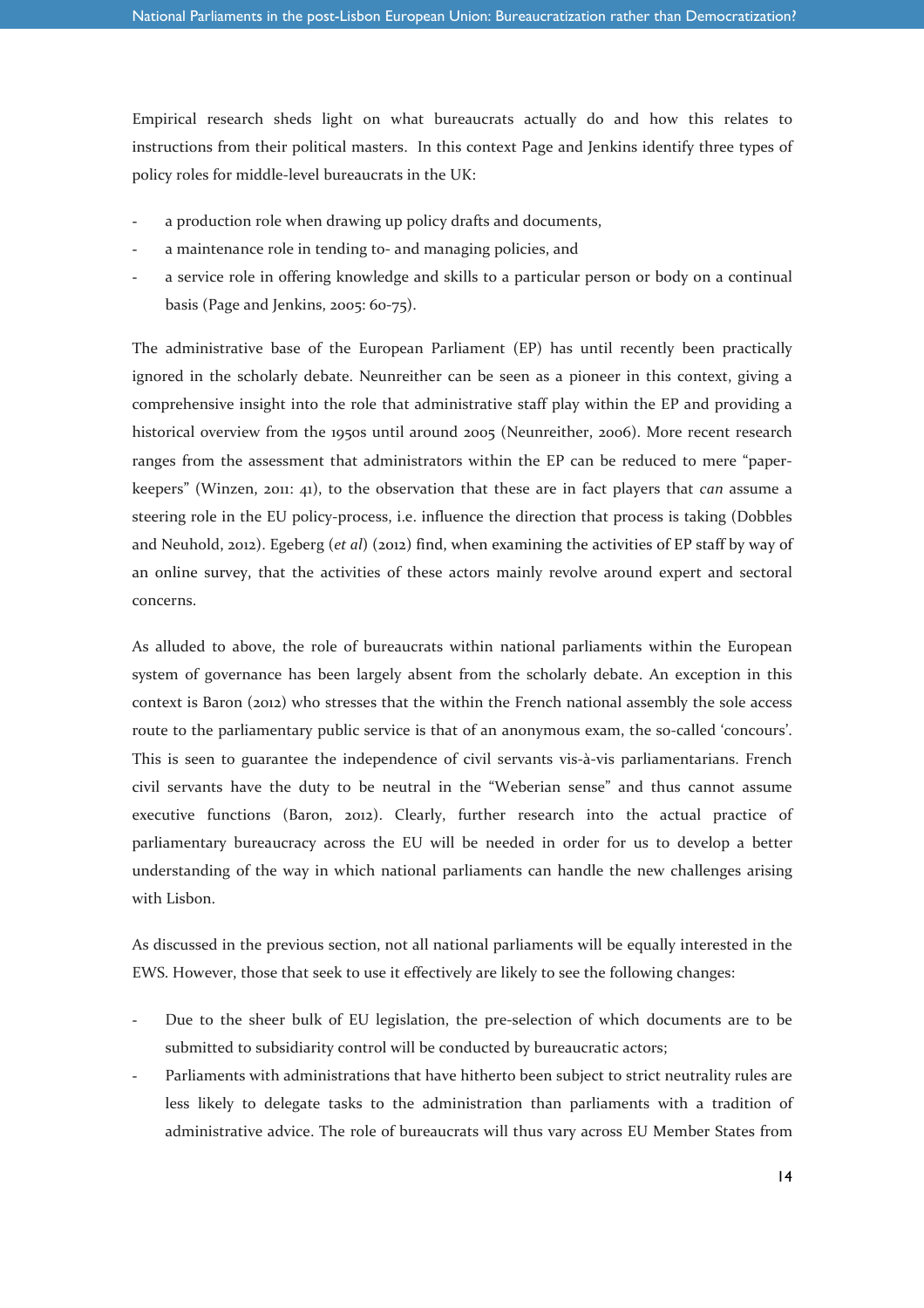Empirical research sheds light on what bureaucrats actually do and how this relates to instructions from their political masters. In this context Page and Jenkins identify three types of policy roles for middle-level bureaucrats in the UK:

- a production role when drawing up policy drafts and documents,
- a maintenance role in tending to- and managing policies, and
- a service role in offering knowledge and skills to a particular person or body on a continual basis (Page and Jenkins, 2005: 60-75).

The administrative base of the European Parliament (EP) has until recently been practically ignored in the scholarly debate. Neunreither can be seen as a pioneer in this context, giving a comprehensive insight into the role that administrative staff play within the EP and providing a historical overview from the 1950s until around 2005 (Neunreither, 2006). More recent research ranges from the assessment that administrators within the EP can be reduced to mere "paper-keepers" (Winzen, 2011: 41), to the observation that these are in fact players that *can* assume a steering role in the EU policy-process, i.e. influence the direction that process is taking (Dobbles and Neuhold, 2012). Egeberg (*et al*) (2012) find, when examining the activities of EP staff by way of an online survey, that the activities of these actors mainly revolve around expert and sectoral concerns.

As alluded to above, the role of bureaucrats within national parliaments within the European system of governance has been largely absent from the scholarly debate. An exception in this context is Baron (2012) who stresses that the within the French national assembly the sole access route to the parliamentary public service is that of an anonymous exam, the so-called 'concours'. This is seen to guarantee the independence of civil servants vis-à-vis parliamentarians. French civil servants have the duty to neutral in the "Weberian sense" and thus cannot assume executive functions (Baron, 2012). Clearly, further research into the actual practice of parliamentary bureaucracy across the EU will be needed in order for us to develop a better understanding of the way in which national parliaments can handle the new challenges arising with Lisbon.

As discussed in the previous section, not all national parliaments will be equally interested in the EWS. However, those that seek to use it effectively are likely to see the following changes:

- Due to the sheer bulk of EU legislation, the pre-selection of which documents are to be submitted to subsidiarity control will be conducted by bureaucratic actors;
- Parliaments with administrations that have hitherto been subject to strict neutrality rules are less likely to delegate tasks to the administration than parliaments with a tradition of administrative advice. The role of bureaucrats will thus vary across EU Member States from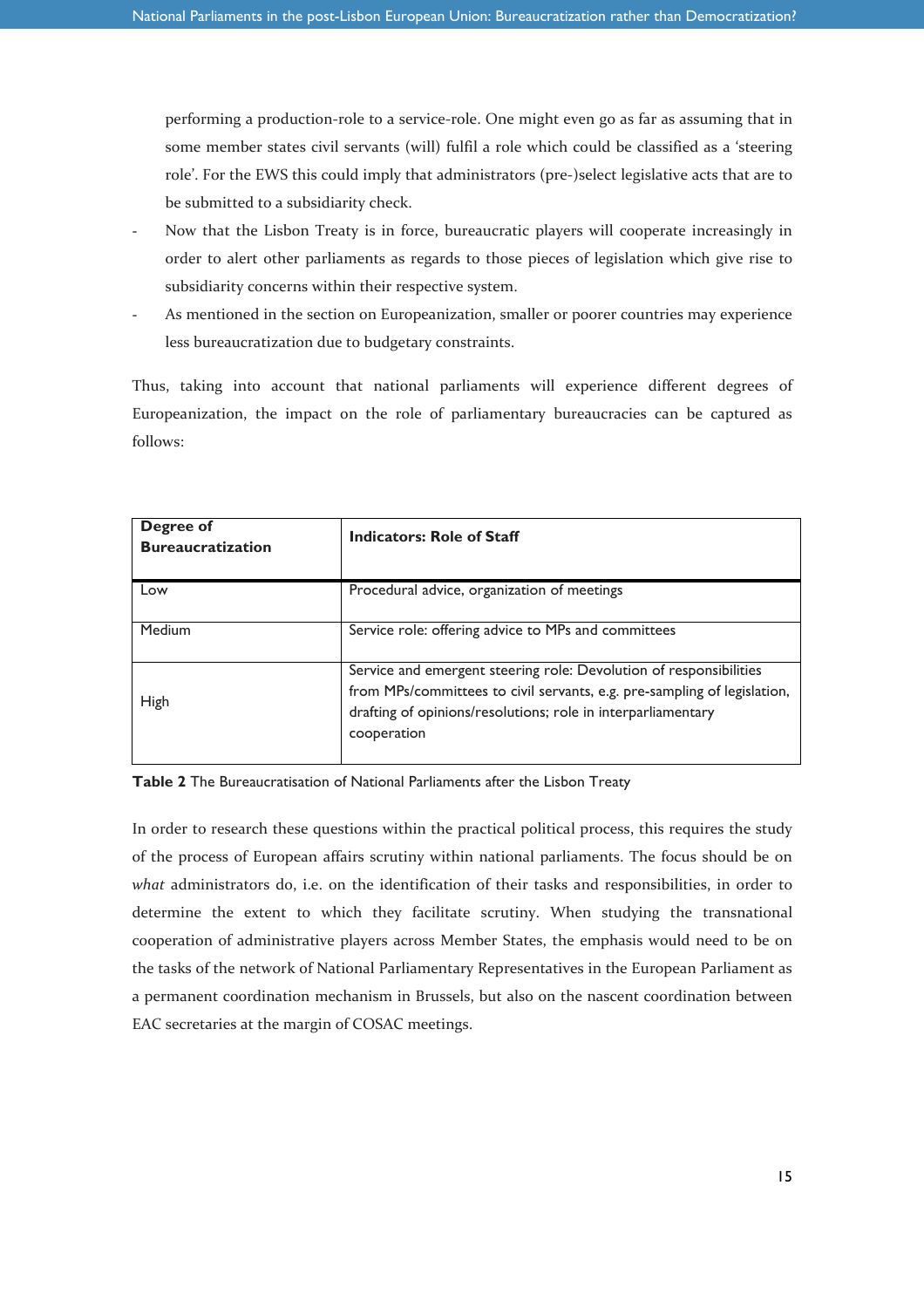performing a production-role to a service-role. One might even go as far as assuming that in some member states civil servants (will) fulfil a role which could be classified as a 'steering role'. For the EWS this could imply that administrators (pre-)select legislative acts that are to be submitted to a subsidiarity check.

- Now that the Lisbon Treaty is in force, bureaucratic players will cooperate increasingly in order to alert other parliaments as regards to those pieces of legislation which give rise to subsidiarity concerns within their respective system.
- As mentioned in the section on Europeanization, smaller or poorer countries may experience less bureaucratization due to budgetary constraints.

Thus, taking into account that national parliaments will experience different degrees of Europeanization, the impact on the role of parliamentary bureaucracies can be captured as follows:

| Degree of Bureaucratization | Indicators: Role of Staff |
|---|---|
| Low | Procedural advice, organization of meetings |
| Medium | Service role: offering advice to MPs and committees |
| High | Service and emergent steering role: Devolution of responsibilities from MPs/committees to civil servants, e.g. pre-sampling of legislation, drafting of opinions/resolutions; role in interparliamentary cooperation |

**Table 2** The Bureaucratisation of National Parliaments after the Lisbon Treaty

In order to research these questions within the practical political process, this requires the study of the process of European affairs scrutiny within national parliaments. The focus should be on *what* administrators do, i.e. on the identification of their tasks and responsibilities, in order to determine the extent to which they facilitate scrutiny. When studying the transnational cooperation of administrative players across Member States, the emphasis would need to be on the tasks of the network of National Parliamentary Representatives in the European Parliament as a permanent coordination mechanism in Brussels, but also on the nascent coordination between EAC secretaries at the margin of COSAC meetings.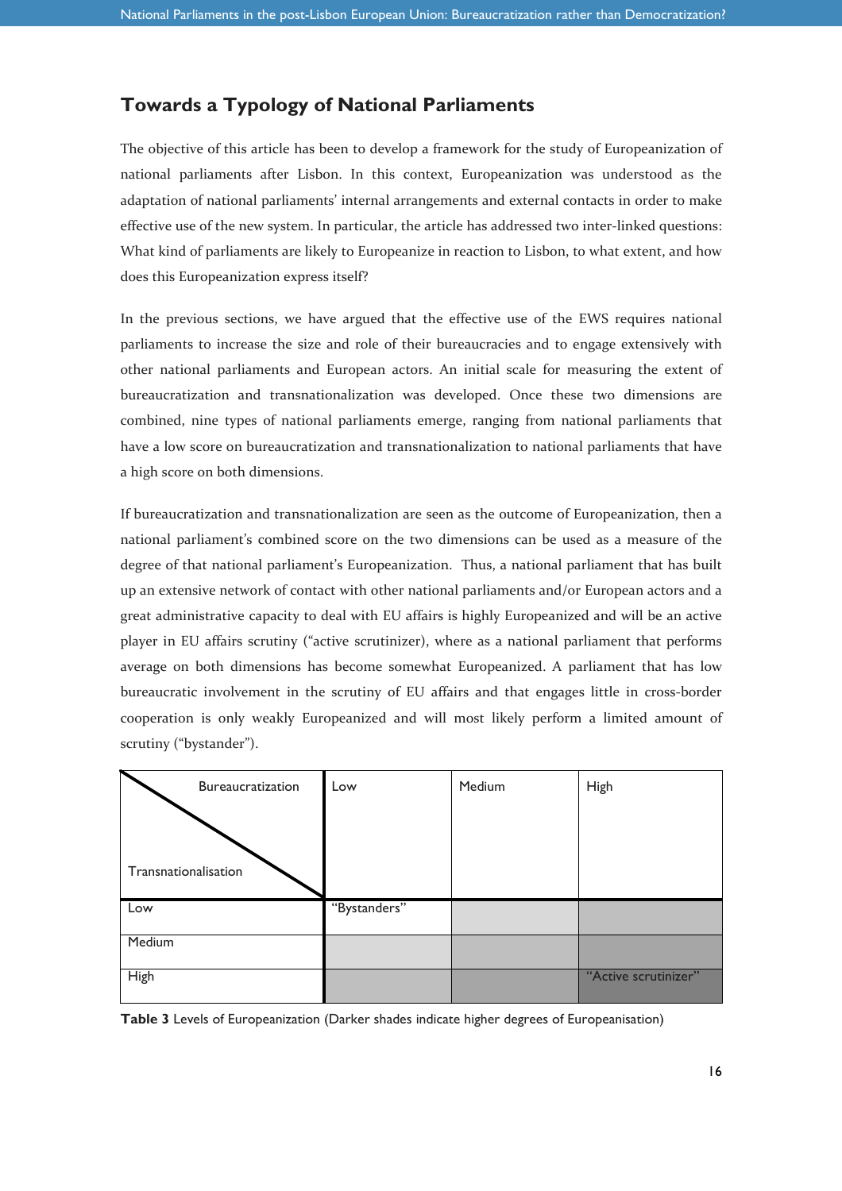## Towards a Typology of National Parliaments

The objective of this article has been to develop a framework for the study of Europeanization of national parliaments after Lisbon. In this context, Europeanization was understood as the adaptation of national parliaments' internal arrangements and external contacts in order to make effective use of the new system. In particular, the article has addressed two inter-linked questions: What kind of parliaments are likely to Europeanize in reaction to Lisbon, to what extent, and how does this Europeanization express itself?

In the previous sections, we have argued that the effective use of the EWS requires national parliaments to increase the size and role of their bureaucracies and to engage extensively with other national parliaments and European actors. An initial scale for measuring the extent of bureaucratization and transnationalization was developed. Once these two dimensions are combined, nine types of national parliaments emerge, ranging from national parliaments that have a low score on bureaucratization and transnationalization to national parliaments that have a high score on both dimensions.

If bureaucratization and transnationalization are seen as the outcome of Europeanization, then a national parliament's combined score on the two dimensions can be used as a measure of the degree of that national parliament's Europeanization. Thus, a national parliament that has built up an extensive network of contact with other national parliaments and/or European actors and a great administrative capacity to deal with EU affairs is highly Europeanized and will be an active player in EU affairs scrutiny ("active scrutinizer), where as a national parliament that performs average on both dimensions has become somewhat Europeanized. A parliament that has low bureaucratic involvement in the scrutiny of EU affairs and that engages little in cross-border cooperation is only weakly Europeanized and will most likely perform a limited amount of scrutiny ("bystander").

| Transnationalisation \ Bureaucratization | Low | Medium | High |
|---|---|---|---|
| Low | "Bystanders" | | |
| Medium | | | |
| High | | | "Active scrutinizer" |

**Table 3** Levels of Europeanization (Darker shades indicate higher degrees of Europeanisation)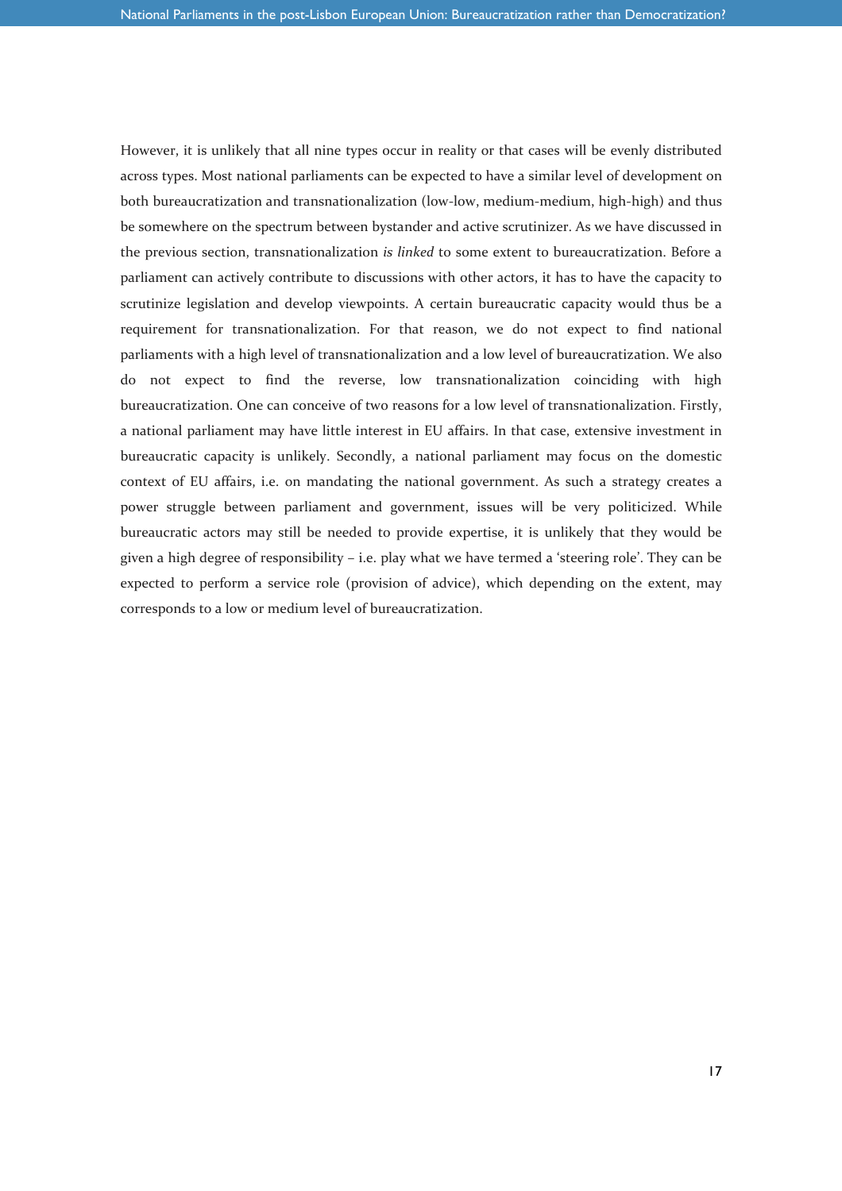However, it is unlikely that all nine types occur in reality or that cases will be evenly distributed across types. Most national parliaments can be expected to have a similar level of development on both bureaucratization and transnationalization (low-low, medium-medium, high-high) and thus be somewhere on the spectrum between bystander and active scrutinizer. As we have discussed in the previous section, transnationalization *is linked* to some extent to bureaucratization. Before a parliament can actively contribute to discussions with other actors, it has to have the capacity to scrutinize legislation and develop viewpoints. A certain bureaucratic capacity would thus be a requirement for transnationalization. For that reason, we do not expect to find national parliaments with a high level of transnationalization and a low level of bureaucratization. We also do not expect to find the reverse, low transnationalization coinciding with high bureaucratization. One can conceive of two reasons for a low level of transnationalization. Firstly, a national parliament may have little interest in EU affairs. In that case, extensive investment in bureaucratic capacity is unlikely. Secondly, a national parliament may focus on the domestic context of EU affairs, i.e. on mandating the national government. As such a strategy creates a power struggle between parliament and government, issues will be very politicized. While bureaucratic actors may still be needed to provide expertise, it is unlikely that they would be given a high degree of responsibility – i.e. play what we have termed a 'steering role'. They can be expected to perform a service role (provision of advice), which depending on the extent, may corresponds to a low or medium level of bureaucratization.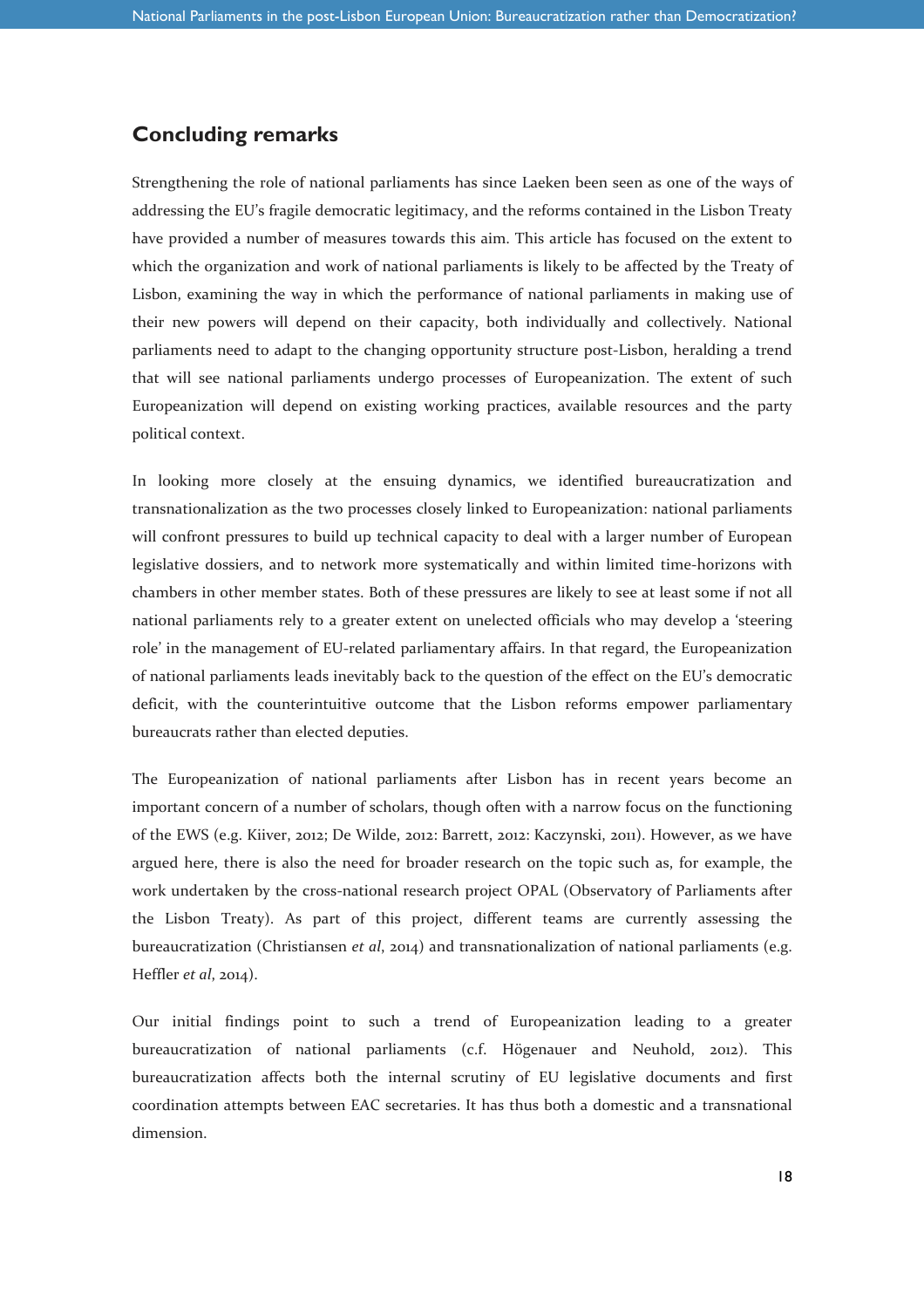## Concluding remarks

Strengthening the role of national parliaments has since Laeken been seen as one of the ways of addressing the EU's fragile democratic legitimacy, and the reforms contained in the Lisbon Treaty have provided a number of measures towards this aim. This article has focused on the extent to which the organization and work of national parliaments is likely to be affected by the Treaty of Lisbon, examining the way in which the performance of national parliaments in making use of their new powers will depend on their capacity, both individually and collectively. National parliaments need to adapt to the changing opportunity structure post-Lisbon, heralding a trend that will see national parliaments undergo processes of Europeanization. The extent of such Europeanization will depend on existing working practices, available resources and the party political context.

In looking more closely at the ensuing dynamics, we identified bureaucratization and transnationalization as the two processes closely linked to Europeanization: national parliaments will confront pressures to build up technical capacity to deal with a larger number of European legislative dossiers, and to network more systematically and within limited time-horizons with chambers in other member states. Both of these pressures are likely to see at least some if not all national parliaments rely to a greater extent on unelected officials who may develop a 'steering role' in the management of EU-related parliamentary affairs. In that regard, the Europeanization of national parliaments leads inevitably back to the question of the effect on the EU's democratic deficit, with the counterintuitive outcome that the Lisbon reforms empower parliamentary bureaucrats rather than elected deputies.

The Europeanization of national parliaments after Lisbon has in recent years become an important concern of a number of scholars, though often with a narrow focus on the functioning of the EWS (e.g. Kiiver, 2012; De Wilde, 2012: Barrett, 2012: Kaczynski, 2011). However, as we have argued here, there is also the need for broader research on the topic such as, for example, the work undertaken by the cross-national research project OPAL (Observatory of Parliaments after the Lisbon Treaty). As part of this project, different teams are currently assessing the bureaucratization (Christiansen *et al*, 2014) and transnationalization of national parliaments (e.g. Heffler *et al*, 2014).

Our initial findings point to such a trend of Europeanization leading to a greater bureaucratization of national parliaments (c.f. Högenauer and Neuhold, 2012). This bureaucratization affects both the internal scrutiny of EU legislative documents and first coordination attempts between EAC secretaries. It has thus both a domestic and a transnational dimension.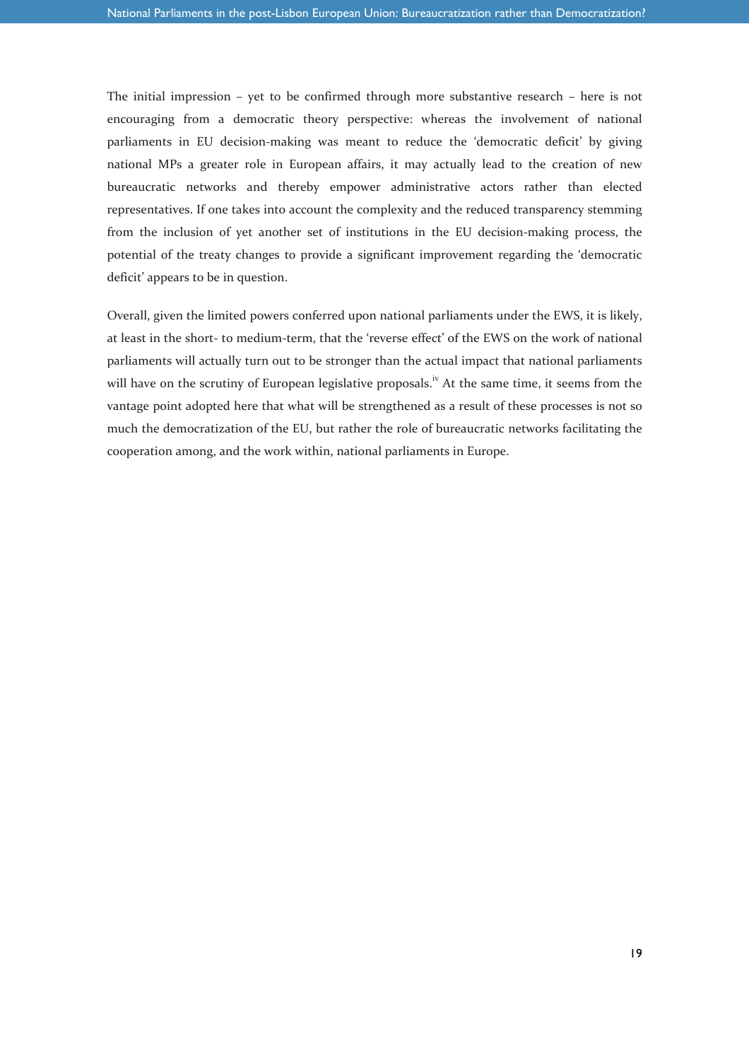The initial impression – yet to be confirmed through more substantive research – here is not encouraging from a democratic theory perspective: whereas the involvement of national parliaments in EU decision-making was meant to reduce the 'democratic deficit' by giving national MPs a greater role in European affairs, it may actually lead to the creation of new bureaucratic networks and thereby empower administrative actors rather than elected representatives. If one takes into account the complexity and the reduced transparency stemming from the inclusion of yet another set of institutions in the EU decision-making process, the potential of the treaty changes to provide a significant improvement regarding the 'democratic deficit' appears to be in question.

Overall, given the limited powers conferred upon national parliaments under the EWS, it is likely, at least in the short- to medium-term, that the 'reverse effect' of the EWS on the work of national parliaments will actually turn out to be stronger than the actual impact that national parliaments will have on the scrutiny of European legislative proposals.[iv] At the same time, it seems from the vantage point adopted here that what will be strengthened as a result of these processes is not so much the democratization of the EU, but rather the role of bureaucratic networks facilitating the cooperation among, and the work within, national parliaments in Europe.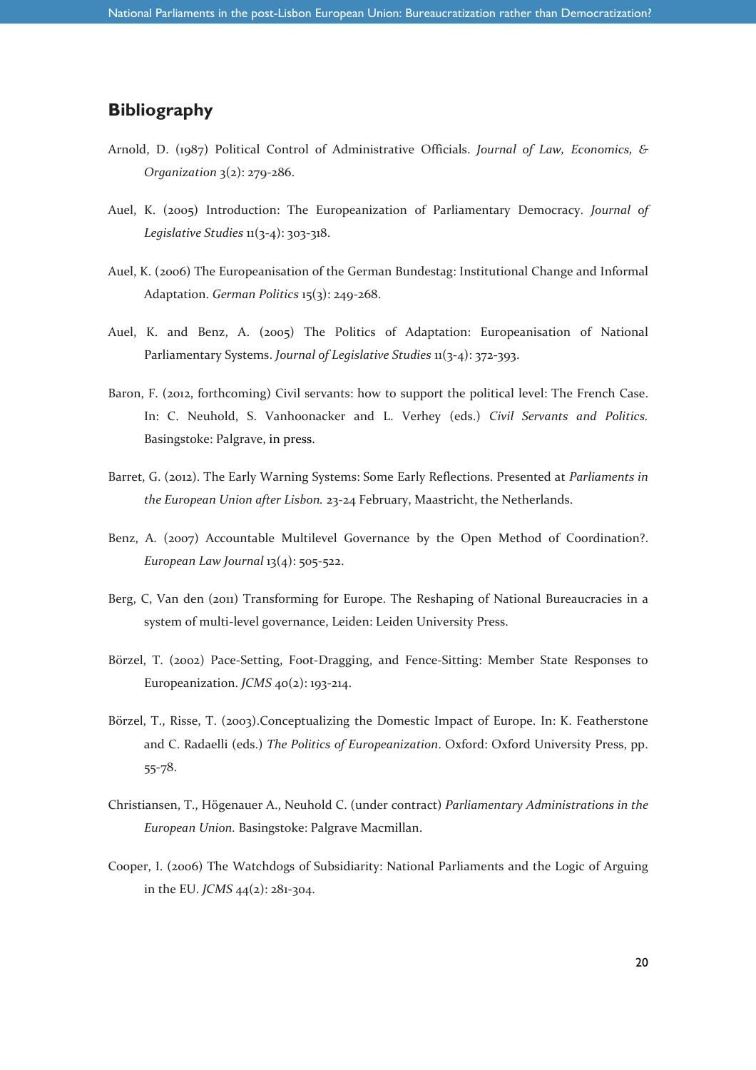## Bibliography

Arnold, D. (1987) Political Control of Administrative Officials. *Journal of Law, Economics, & Organization* 3(2): 279-286.

Auel, K. (2005) Introduction: The Europeanization of Parliamentary Democracy. *Journal of Legislative Studies* 11(3-4): 303-318.

Auel, K. (2006) The Europeanisation of the German Bundestag: Institutional Change and Informal Adaptation. *German Politics* 15(3): 249-268.

Auel, K. and Benz, A. (2005) The Politics of Adaptation: Europeanisation of National Parliamentary Systems. *Journal of Legislative Studies* 11(3-4): 372-393.

Baron, F. (2012, forthcoming) Civil servants: how to support the political level: The French Case. In: C. Neuhold, S. Vanhoonacker and L. Verhey (eds.) *Civil Servants and Politics.* Basingstoke: Palgrave, in press.

Barret, G. (2012). The Early Warning Systems: Some Early Reflections. Presented at *Parliaments in the European Union after Lisbon.* 23-24 February, Maastricht, the Netherlands.

Benz, A. (2007) Accountable Multilevel Governance by the Open Method of Coordination?. *European Law Journal* 13(4): 505-522.

Berg, C, Van den (2011) Transforming for Europe. The Reshaping of National Bureaucracies in a system of multi-level governance, Leiden: Leiden University Press.

Börzel, T. (2002) Pace-Setting, Foot-Dragging, and Fence-Sitting: Member State Responses to Europeanization. *JCMS* 40(2): 193-214.

Börzel, T., Risse, T. (2003).Conceptualizing the Domestic Impact of Europe. In: K. Featherstone and C. Radaelli (eds.) *The Politics of Europeanization*. Oxford: Oxford University Press, pp. 55-78.

Christiansen, T., Högenauer A., Neuhold C. (under contract) *Parliamentary Administrations in the European Union.* Basingstoke: Palgrave Macmillan.

Cooper, I. (2006) The Watchdogs of Subsidiarity: National Parliaments and the Logic of Arguing in the EU. *JCMS* 44(2): 281-304.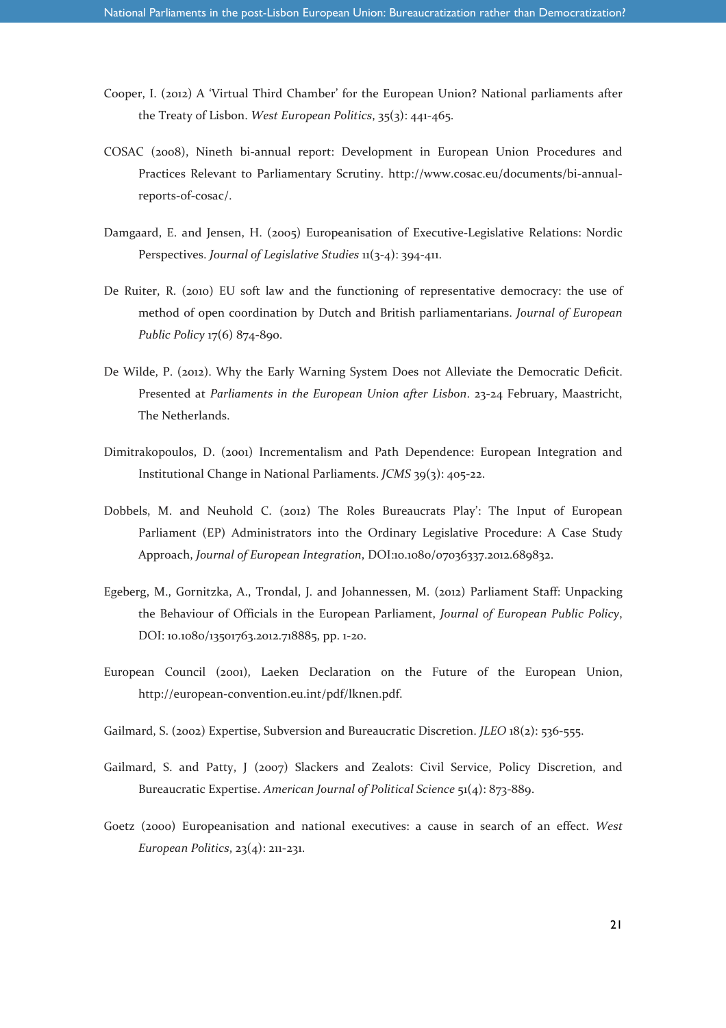Cooper, I. (2012) A 'Virtual Third Chamber' for the European Union? National parliaments after the Treaty of Lisbon. *West European Politics*, 35(3): 441-465.

COSAC (2008), Nineth bi-annual report: Development in European Union Procedures and Practices Relevant to Parliamentary Scrutiny. http://www.cosac.eu/documents/bi-annual-reports-of-cosac/.

Damgaard, E. and Jensen, H. (2005) Europeanisation of Executive-Legislative Relations: Nordic Perspectives. *Journal of Legislative Studies* 11(3-4): 394-411.

De Ruiter, R. (2010) EU soft law and the functioning of representative democracy: the use of method of open coordination by Dutch and British parliamentarians. *Journal of European Public Policy* 17(6) 874-890.

De Wilde, P. (2012). Why the Early Warning System Does not Alleviate the Democratic Deficit. Presented at *Parliaments in the European Union after Lisbon*. 23-24 February, Maastricht, The Netherlands.

Dimitrakopoulos, D. (2001) Incrementalism and Path Dependence: European Integration and Institutional Change in National Parliaments. *JCMS* 39(3): 405-22.

Dobbels, M. and Neuhold C. (2012) The Roles Bureaucrats Play': The Input of European Parliament (EP) Administrators into the Ordinary Legislative Procedure: A Case Study Approach, *Journal of European Integration*, DOI:10.1080/07036337.2012.689832.

Egeberg, M., Gornitzka, A., Trondal, J. and Johannessen, M. (2012) Parliament Staff: Unpacking the Behaviour of Officials in the European Parliament, *Journal of European Public Policy*, DOI: 10.1080/13501763.2012.718885, pp. 1-20.

European Council (2001), Laeken Declaration on the Future of the European Union, http://european-convention.eu.int/pdf/lknen.pdf.

Gailmard, S. (2002) Expertise, Subversion and Bureaucratic Discretion. *JLEO* 18(2): 536-555.

Gailmard, S. and Patty, J (2007) Slackers and Zealots: Civil Service, Policy Discretion, and Bureaucratic Expertise. *American Journal of Political Science* 51(4): 873-889.

Goetz (2000) Europeanisation and national executives: a cause in search of an effect. *West European Politics*, 23(4): 211-231.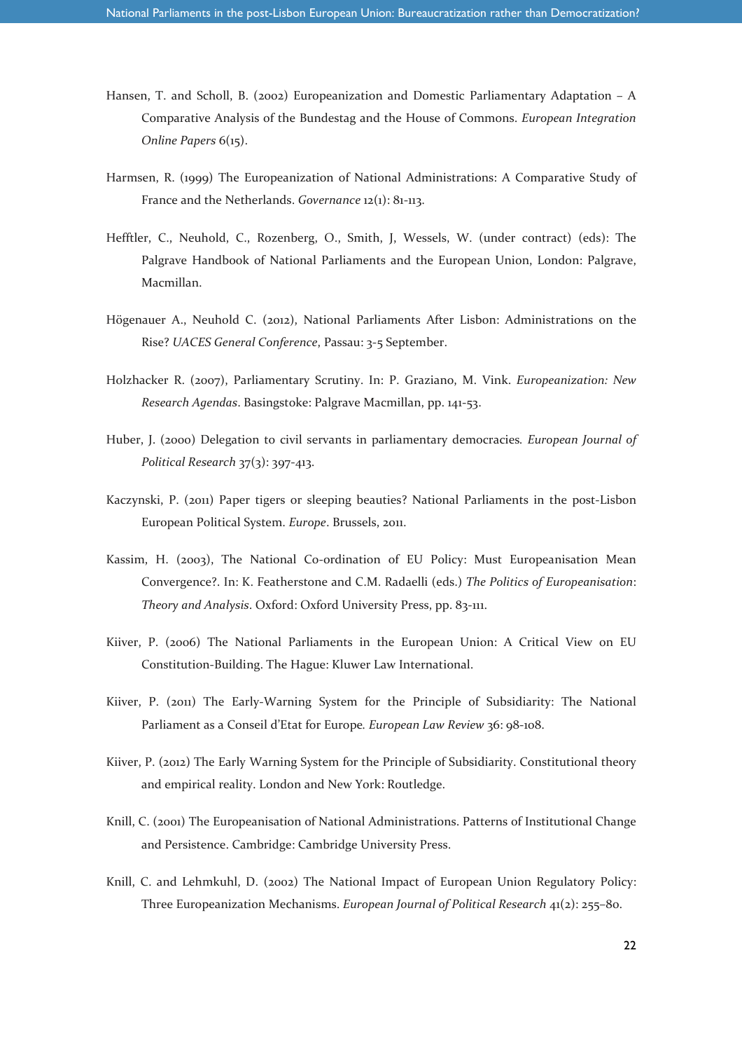Hansen, T. and Scholl, B. (2002) Europeanization and Domestic Parliamentary Adaptation – A Comparative Analysis of the Bundestag and the House of Commons. *European Integration Online Papers* 6(15).

Harmsen, R. (1999) The Europeanization of National Administrations: A Comparative Study of France and the Netherlands. *Governance* 12(1): 81-113.

Hefftler, C., Neuhold, C., Rozenberg, O., Smith, J, Wessels, W. (under contract) (eds): The Palgrave Handbook of National Parliaments and the European Union, London: Palgrave, Macmillan.

Högenauer A., Neuhold C. (2012), National Parliaments After Lisbon: Administrations on the Rise? *UACES General Conference*, Passau: 3-5 September.

Holzhacker R. (2007), Parliamentary Scrutiny. In: P. Graziano, M. Vink. *Europeanization: New Research Agendas*. Basingstoke: Palgrave Macmillan, pp. 141-53.

Huber, J. (2000) Delegation to civil servants in parliamentary democracies. *European Journal of Political Research* 37(3): 397-413.

Kaczynski, P. (2011) Paper tigers or sleeping beauties? National Parliaments in the post-Lisbon European Political System. *Europe*. Brussels, 2011.

Kassim, H. (2003), The National Co-ordination of EU Policy: Must Europeanisation Mean Convergence?. In: K. Featherstone and C.M. Radaelli (eds.) *The Politics of Europeanisation*: *Theory and Analysis*. Oxford: Oxford University Press, pp. 83-111.

Kiiver, P. (2006) The National Parliaments in the European Union: A Critical View on EU Constitution-Building. The Hague: Kluwer Law International.

Kiiver, P. (2011) The Early-Warning System for the Principle of Subsidiarity: The National Parliament as a Conseil d'Etat for Europe. *European Law Review* 36: 98-108.

Kiiver, P. (2012) The Early Warning System for the Principle of Subsidiarity. Constitutional theory and empirical reality. London and New York: Routledge.

Knill, C. (2001) The Europeanisation of National Administrations. Patterns of Institutional Change and Persistence. Cambridge: Cambridge University Press.

Knill, C. and Lehmkuhl, D. (2002) The National Impact of European Union Regulatory Policy: Three Europeanization Mechanisms. *European Journal of Political Research* 41(2): 255–80.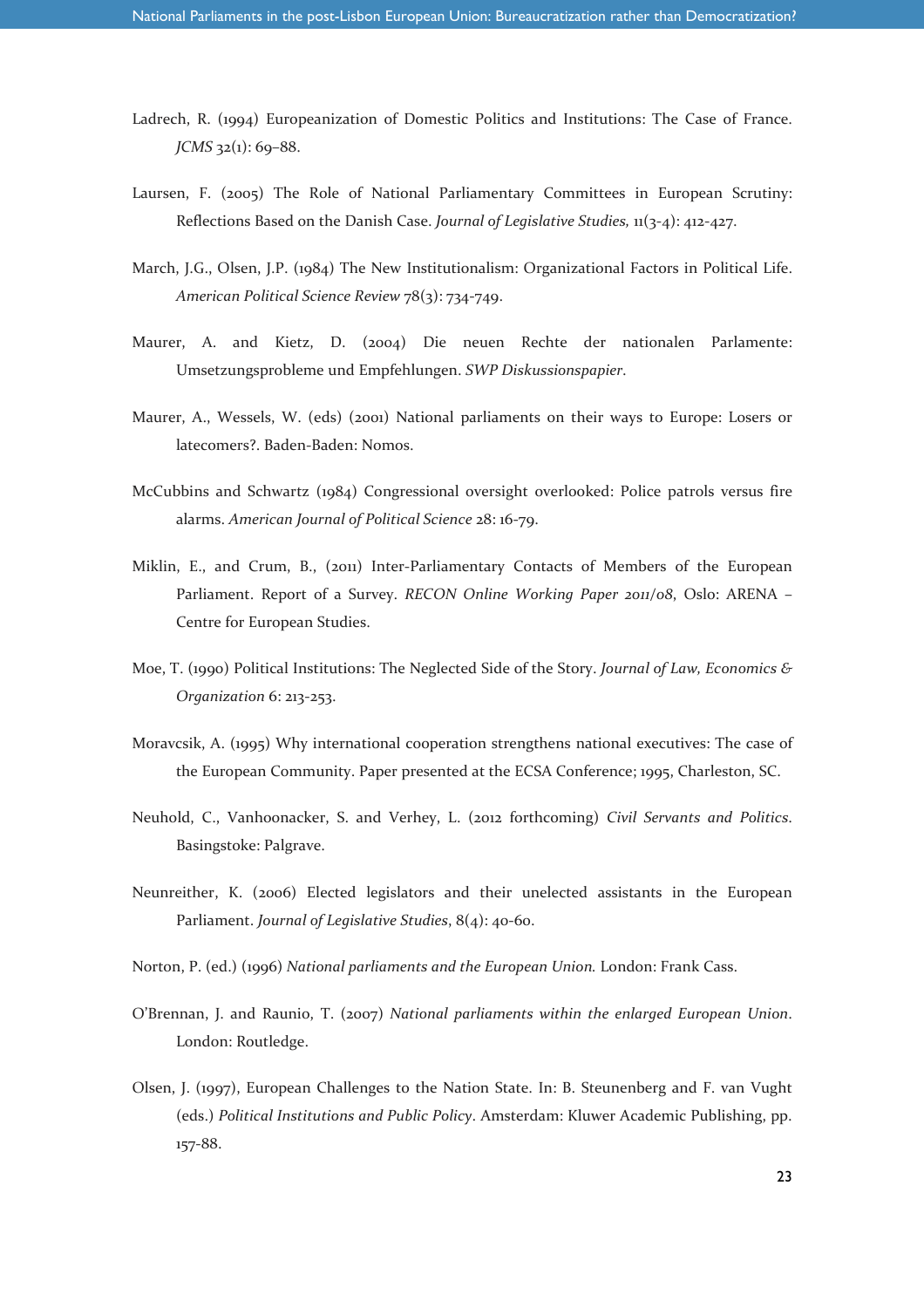Ladrech, R. (1994) Europeanization of Domestic Politics and Institutions: The Case of France. *JCMS* 32(1): 69–88.

Laursen, F. (2005) The Role of National Parliamentary Committees in European Scrutiny: Reflections Based on the Danish Case. *Journal of Legislative Studies,* 11(3-4): 412-427.

March, J.G., Olsen, J.P. (1984) The New Institutionalism: Organizational Factors in Political Life. *American Political Science Review* 78(3): 734-749.

Maurer, A. and Kietz, D. (2004) Die neuen Rechte der nationalen Parlamente: Umsetzungsprobleme und Empfehlungen. *SWP Diskussionspapier.*

Maurer, A., Wessels, W. (eds) (2001) National parliaments on their ways to Europe: Losers or latecomers?. Baden-Baden: Nomos.

McCubbins and Schwartz (1984) Congressional oversight overlooked: Police patrols versus fire alarms. *American Journal of Political Science* 28: 16-79.

Miklin, E., and Crum, B., (2011) Inter-Parliamentary Contacts of Members of the European Parliament. Report of a Survey. *RECON Online Working Paper 2011/08*, Oslo: ARENA – Centre for European Studies.

Moe, T. (1990) Political Institutions: The Neglected Side of the Story. *Journal of Law, Economics & Organization* 6: 213-253.

Moravcsik, A. (1995) Why international cooperation strengthens national executives: The case of the European Community. Paper presented at the ECSA Conference; 1995, Charleston, SC.

Neuhold, C., Vanhoonacker, S. and Verhey, L. (2012 forthcoming) *Civil Servants and Politics*. Basingstoke: Palgrave.

Neunreither, K. (2006) Elected legislators and their unelected assistants in the European Parliament. *Journal of Legislative Studies*, 8(4): 40-60.

Norton, P. (ed.) (1996) *National parliaments and the European Union.* London: Frank Cass.

O'Brennan, J. and Raunio, T. (2007) *National parliaments within the enlarged European Union*. London: Routledge.

Olsen, J. (1997), European Challenges to the Nation State. In: B. Steunenberg and F. van Vught (eds.) *Political Institutions and Public Policy*. Amsterdam: Kluwer Academic Publishing, pp. 157-88.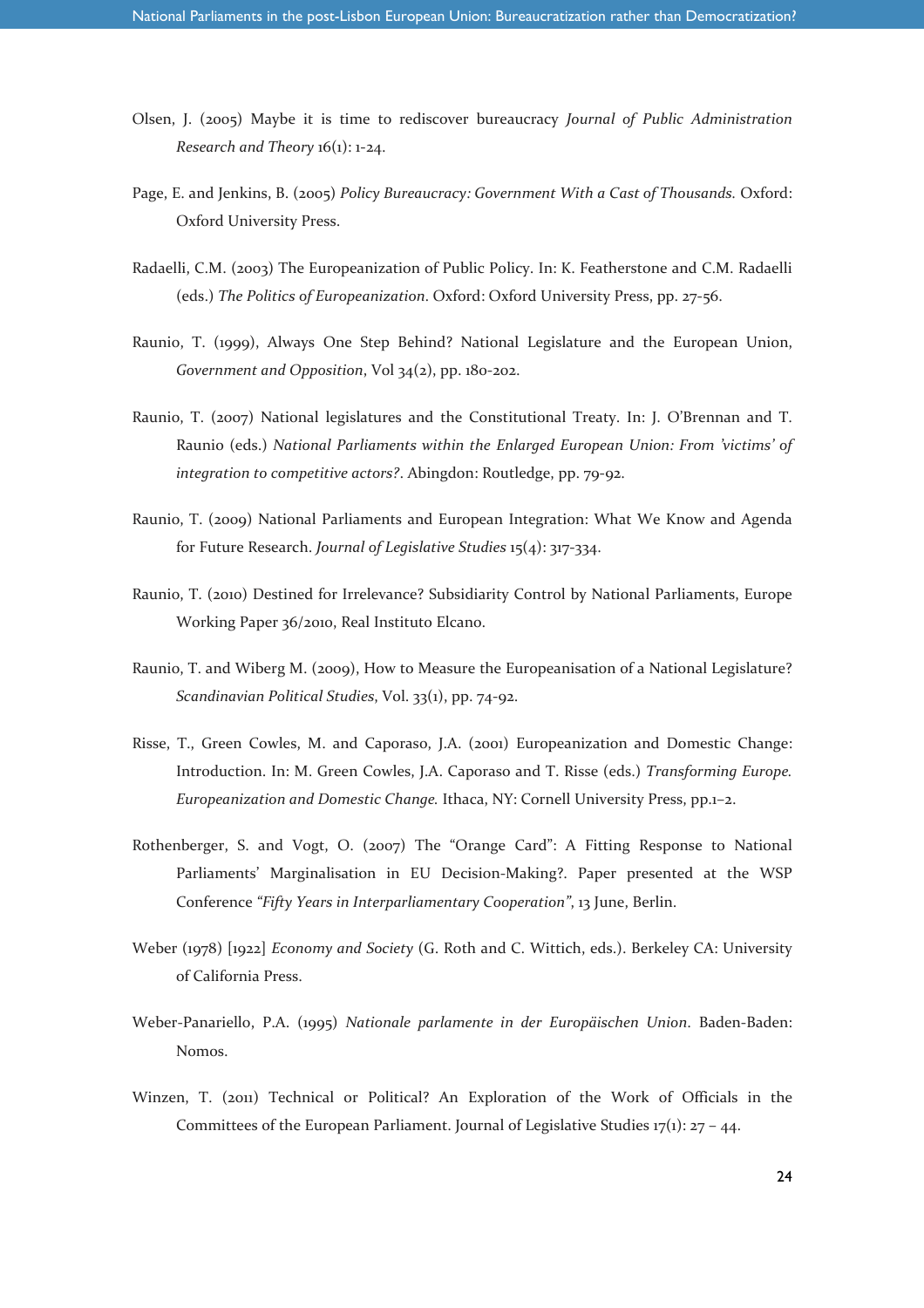Olsen, J. (2005) Maybe it is time to rediscover bureaucracy *Journal of Public Administration Research and Theory* 16(1): 1-24.

Page, E. and Jenkins, B. (2005) *Policy Bureaucracy: Government With a Cast of Thousands.* Oxford: Oxford University Press.

Radaelli, C.M. (2003) The Europeanization of Public Policy. In: K. Featherstone and C.M. Radaelli (eds.) *The Politics of Europeanization*. Oxford: Oxford University Press, pp. 27-56.

Raunio, T. (1999), Always One Step Behind? National Legislature and the European Union, *Government and Opposition*, Vol 34(2), pp. 180-202.

Raunio, T. (2007) National legislatures and the Constitutional Treaty. In: J. O'Brennan and T. Raunio (eds.) *National Parliaments within the Enlarged European Union: From 'victims' of integration to competitive actors?*. Abingdon: Routledge, pp. 79-92.

Raunio, T. (2009) National Parliaments and European Integration: What We Know and Agenda for Future Research. *Journal of Legislative Studies* 15(4): 317-334.

Raunio, T. (2010) Destined for Irrelevance? Subsidiarity Control by National Parliaments, Europe Working Paper 36/2010, Real Instituto Elcano.

Raunio, T. and Wiberg M. (2009), How to Measure the Europeanisation of a National Legislature? *Scandinavian Political Studies*, Vol. 33(1), pp. 74-92.

Risse, T., Green Cowles, M. and Caporaso, J.A. (2001) Europeanization and Domestic Change: Introduction. In: M. Green Cowles, J.A. Caporaso and T. Risse (eds.) *Transforming Europe. Europeanization and Domestic Change.* Ithaca, NY: Cornell University Press, pp.1–2.

Rothenberger, S. and Vogt, O. (2007) The "Orange Card": A Fitting Response to National Parliaments' Marginalisation in EU Decision-Making?. Paper presented at the WSP Conference *"Fifty Years in Interparliamentary Cooperation"*, 13 June, Berlin.

Weber (1978) [1922] *Economy and Society* (G. Roth and C. Wittich, eds.). Berkeley CA: University of California Press.

Weber-Panariello, P.A. (1995) *Nationale parlamente in der Europäischen Union*. Baden-Baden: Nomos.

Winzen, T. (2011) Technical or Political? An Exploration of the Work of Officials in the Committees of the European Parliament. Journal of Legislative Studies 17(1): 27 – 44.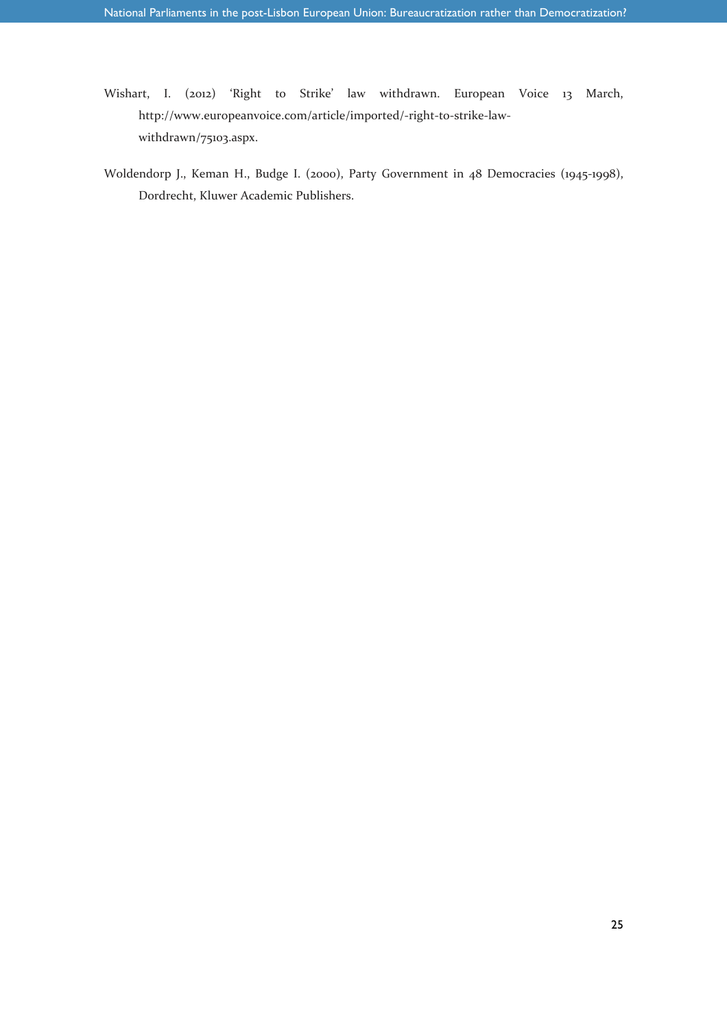Wishart, I. (2012) 'Right to Strike' law withdrawn. European Voice 13 March, http://www.europeanvoice.com/article/imported/-right-to-strike-law-withdrawn/75103.aspx.

Woldendorp J., Keman H., Budge I. (2000), Party Government in 48 Democracies (1945-1998), Dordrecht, Kluwer Academic Publishers.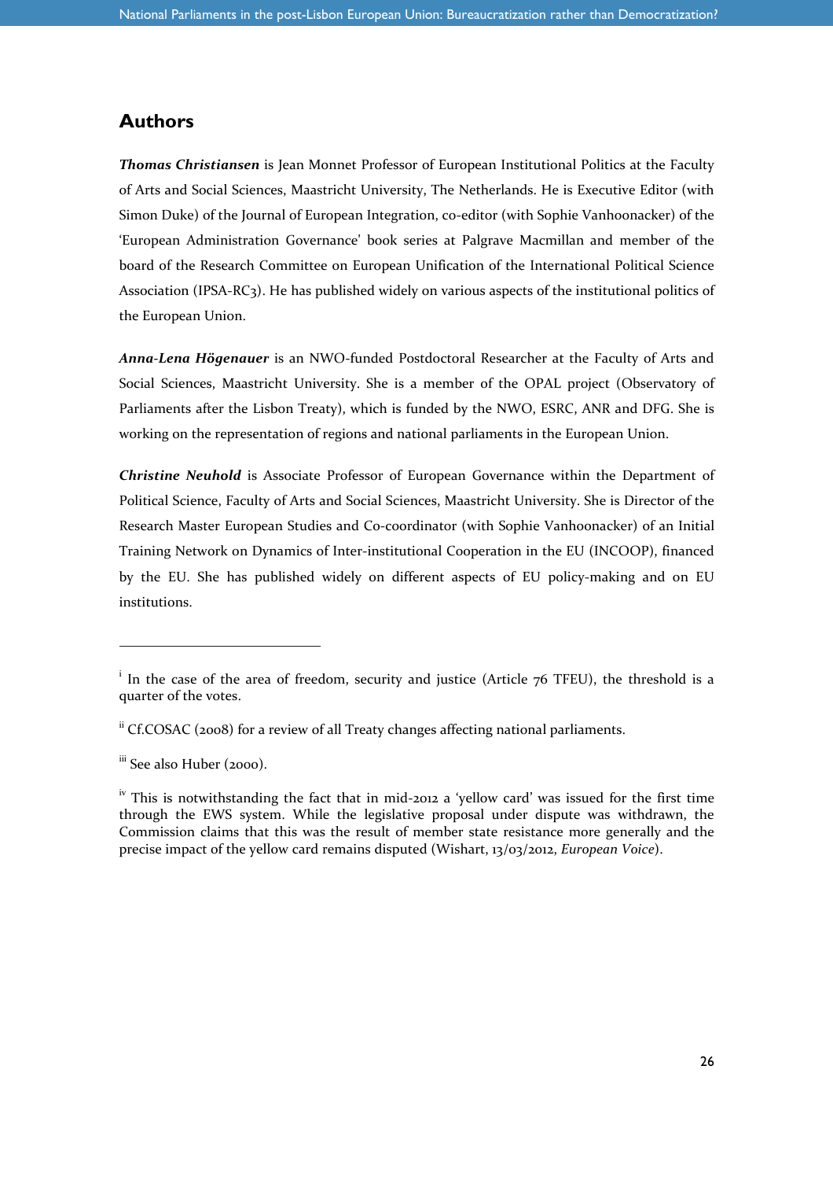## Authors

***Thomas Christiansen*** is Jean Monnet Professor of European Institutional Politics at the Faculty of Arts and Social Sciences, Maastricht University, The Netherlands. He is Executive Editor (with Simon Duke) of the Journal of European Integration, co-editor (with Sophie Vanhoonacker) of the 'European Administration Governance' book series at Palgrave Macmillan and member of the board of the Research Committee on European Unification of the International Political Science Association (IPSA-RC3). He has published widely on various aspects of the institutional politics of the European Union.

***Anna-Lena Högenauer*** is an NWO-funded Postdoctoral Researcher at the Faculty of Arts and Social Sciences, Maastricht University. She is a member of the OPAL project (Observatory of Parliaments after the Lisbon Treaty), which is funded by the NWO, ESRC, ANR and DFG. She is working on the representation of regions and national parliaments in the European Union.

***Christine Neuhold*** is Associate Professor of European Governance within the Department of Political Science, Faculty of Arts and Social Sciences, Maastricht University. She is Director of the Research Master European Studies and Co-coordinator (with Sophie Vanhoonacker) of an Initial Training Network on Dynamics of Inter-institutional Cooperation in the EU (INCOOP), financed by the EU. She has published widely on different aspects of EU policy-making and on EU institutions.

---

[i] In the case of the area of freedom, security and justice (Article 76 TFEU), the threshold is a quarter of the votes.

[ii] Cf.COSAC (2008) for a review of all Treaty changes affecting national parliaments.

[iii] See also Huber (2000).

[iv] This is notwithstanding the fact that in mid-2012 a 'yellow card' was issued for the first time through the EWS system. While the legislative proposal under dispute was withdrawn, the Commission claims that this was the result of member state resistance more generally and the precise impact of the yellow card remains disputed (Wishart, 13/03/2012, *European Voice*).